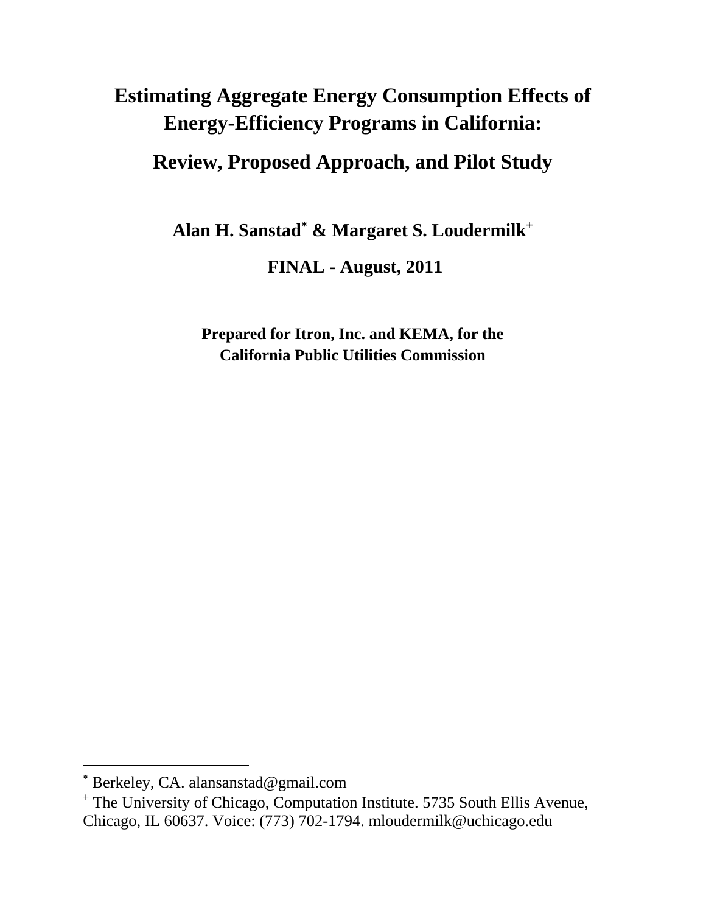# Estimating Aggregate Energy Consumption Effects of Energy-Efficiency Programs in California:

## Review, Proposed Approach, and Pilot Study

**Alan H. Sanstad[*] & Margaret S. Loudermilk[+]**

**FINAL - August, 2011**

**Prepared for Itron, Inc. and KEMA, for the California Public Utilities Commission**

---

[*] Berkeley, CA. alansanstad@gmail.com

[+] The University of Chicago, Computation Institute. 5735 South Ellis Avenue, Chicago, IL 60637. Voice: (773) 702-1794. mloudermilk@uchicago.edu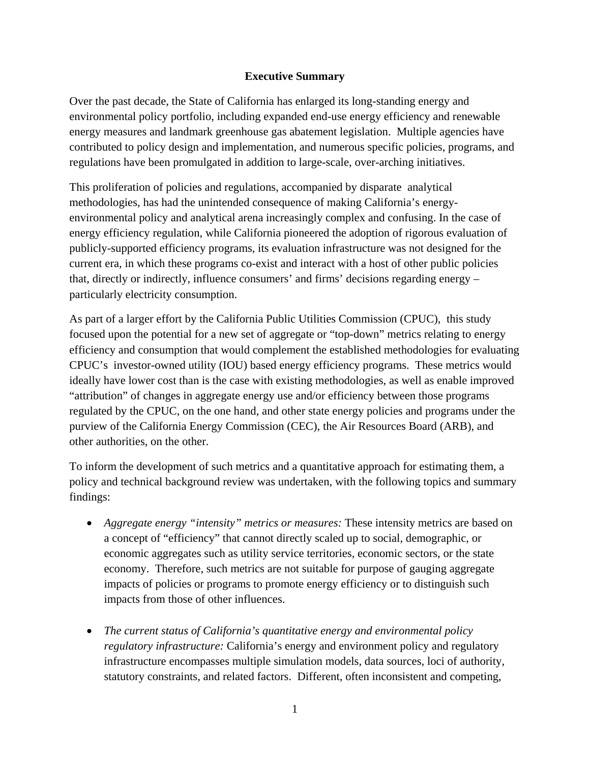## Executive Summary

Over the past decade, the State of California has enlarged its long-standing energy and environmental policy portfolio, including expanded end-use energy efficiency and renewable energy measures and landmark greenhouse gas abatement legislation. Multiple agencies have contributed to policy design and implementation, and numerous specific policies, programs, and regulations have been promulgated in addition to large-scale, over-arching initiatives.

This proliferation of policies and regulations, accompanied by disparate analytical methodologies, has had the unintended consequence of making California's energy-environmental policy and analytical arena increasingly complex and confusing. In the case of energy efficiency regulation, while California pioneered the adoption of rigorous evaluation of publicly-supported efficiency programs, its evaluation infrastructure was not designed for the current era, in which these programs co-exist and interact with a host of other public policies that, directly or indirectly, influence consumers' and firms' decisions regarding energy – particularly electricity consumption.

As part of a larger effort by the California Public Utilities Commission (CPUC), this study focused upon the potential for a new set of aggregate or "top-down" metrics relating to energy efficiency and consumption that would complement the established methodologies for evaluating CPUC's investor-owned utility (IOU) based energy efficiency programs. These metrics would ideally have lower cost than is the case with existing methodologies, as well as enable improved "attribution" of changes in aggregate energy use and/or efficiency between those programs regulated by the CPUC, on the one hand, and other state energy policies and programs under the purview of the California Energy Commission (CEC), the Air Resources Board (ARB), and other authorities, on the other.

To inform the development of such metrics and a quantitative approach for estimating them, a policy and technical background review was undertaken, with the following topics and summary findings:

- *Aggregate energy "intensity" metrics or measures:* These intensity metrics are based on a concept of "efficiency" that cannot directly scaled up to social, demographic, or economic aggregates such as utility service territories, economic sectors, or the state economy. Therefore, such metrics are not suitable for purpose of gauging aggregate impacts of policies or programs to promote energy efficiency or to distinguish such impacts from those of other influences.

- *The current status of California's quantitative energy and environmental policy regulatory infrastructure:* California's energy and environment policy and regulatory infrastructure encompasses multiple simulation models, data sources, loci of authority, statutory constraints, and related factors. Different, often inconsistent and competing,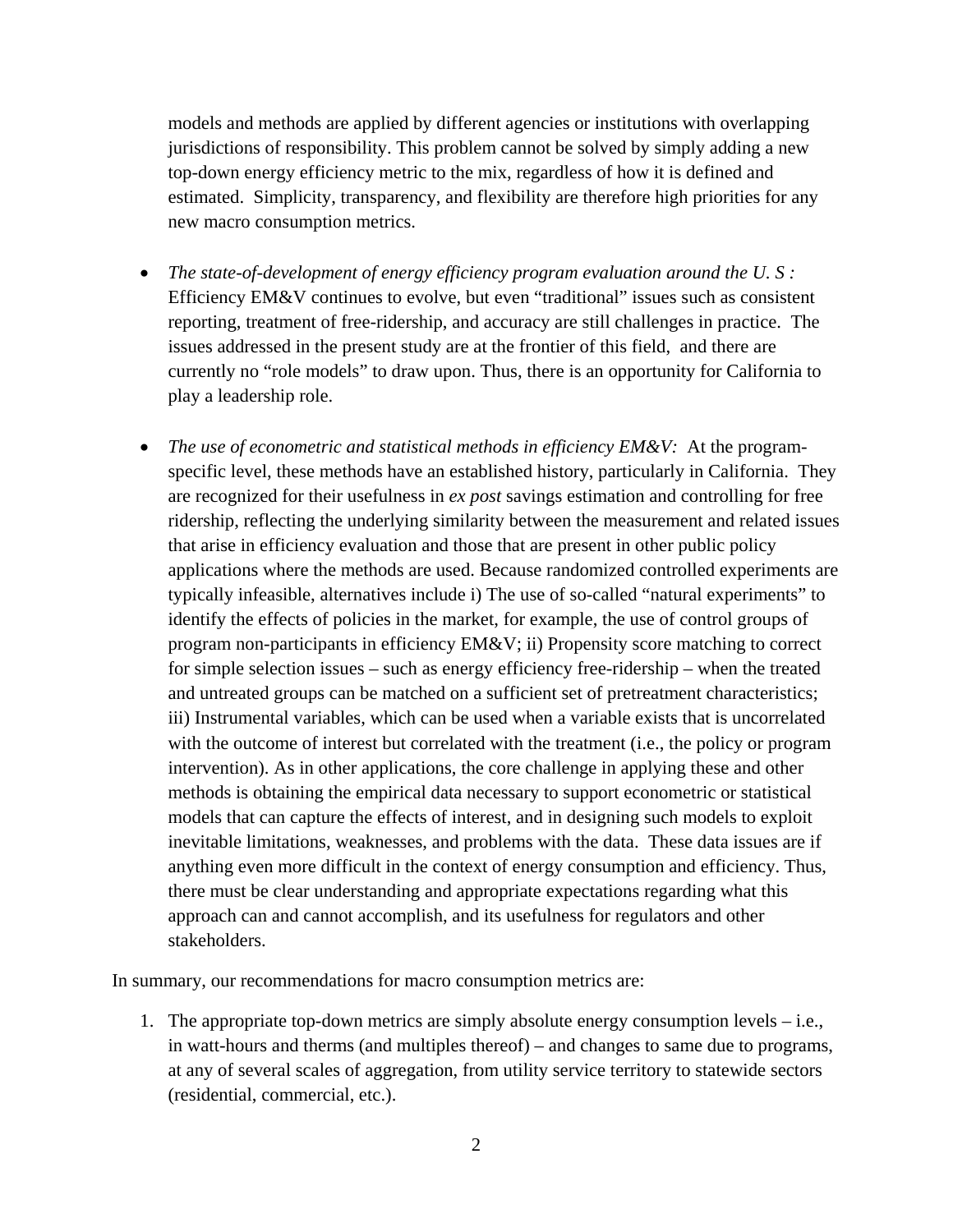models and methods are applied by different agencies or institutions with overlapping jurisdictions of responsibility. This problem cannot be solved by simply adding a new top-down energy efficiency metric to the mix, regardless of how it is defined and estimated. Simplicity, transparency, and flexibility are therefore high priorities for any new macro consumption metrics.

- *The state-of-development of energy efficiency program evaluation around the U. S :* Efficiency EM&V continues to evolve, but even "traditional" issues such as consistent reporting, treatment of free-ridership, and accuracy are still challenges in practice. The issues addressed in the present study are at the frontier of this field, and there are currently no "role models" to draw upon. Thus, there is an opportunity for California to play a leadership role.

- *The use of econometric and statistical methods in efficiency EM&V:* At the program-specific level, these methods have an established history, particularly in California. They are recognized for their usefulness in *ex post* savings estimation and controlling for free ridership, reflecting the underlying similarity between the measurement and related issues that arise in efficiency evaluation and those that are present in other public policy applications where the methods are used. Because randomized controlled experiments are typically infeasible, alternatives include i) The use of so-called "natural experiments" to identify the effects of policies in the market, for example, the use of control groups of program non-participants in efficiency EM&V; ii) Propensity score matching to correct for simple selection issues – such as energy efficiency free-ridership – when the treated and untreated groups can be matched on a sufficient set of pretreatment characteristics; iii) Instrumental variables, which can be used when a variable exists that is uncorrelated with the outcome of interest but correlated with the treatment (i.e., the policy or program intervention). As in other applications, the core challenge in applying these and other methods is obtaining the empirical data necessary to support econometric or statistical models that can capture the effects of interest, and in designing such models to exploit inevitable limitations, weaknesses, and problems with the data. These data issues are if anything even more difficult in the context of energy consumption and efficiency. Thus, there must be clear understanding and appropriate expectations regarding what this approach can and cannot accomplish, and its usefulness for regulators and other stakeholders.

In summary, our recommendations for macro consumption metrics are:

1. The appropriate top-down metrics are simply absolute energy consumption levels – i.e., in watt-hours and therms (and multiples thereof) – and changes to same due to programs, at any of several scales of aggregation, from utility service territory to statewide sectors (residential, commercial, etc.).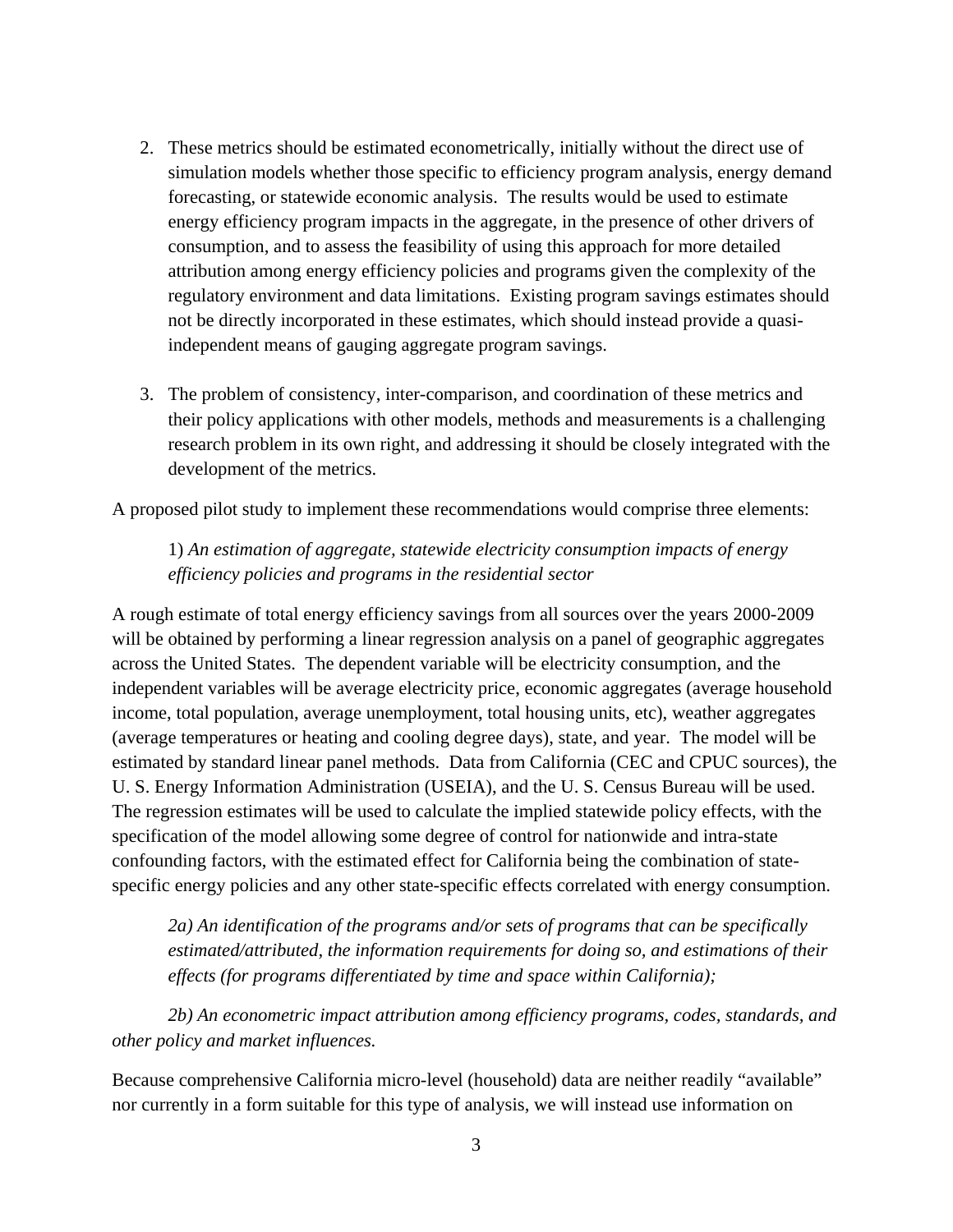2. These metrics should be estimated econometrically, initially without the direct use of simulation models whether those specific to efficiency program analysis, energy demand forecasting, or statewide economic analysis. The results would be used to estimate energy efficiency program impacts in the aggregate, in the presence of other drivers of consumption, and to assess the feasibility of using this approach for more detailed attribution among energy efficiency policies and programs given the complexity of the regulatory environment and data limitations. Existing program savings estimates should not be directly incorporated in these estimates, which should instead provide a quasi-independent means of gauging aggregate program savings.

3. The problem of consistency, inter-comparison, and coordination of these metrics and their policy applications with other models, methods and measurements is a challenging research problem in its own right, and addressing it should be closely integrated with the development of the metrics.

A proposed pilot study to implement these recommendations would comprise three elements:

> 1) *An estimation of aggregate, statewide electricity consumption impacts of energy efficiency policies and programs in the residential sector*

A rough estimate of total energy efficiency savings from all sources over the years 2000-2009 will be obtained by performing a linear regression analysis on a panel of geographic aggregates across the United States. The dependent variable will be electricity consumption, and the independent variables will be average electricity price, economic aggregates (average household income, total population, average unemployment, total housing units, etc), weather aggregates (average temperatures or heating and cooling degree days), state, and year. The model will be estimated by standard linear panel methods. Data from California (CEC and CPUC sources), the U. S. Energy Information Administration (USEIA), and the U. S. Census Bureau will be used. The regression estimates will be used to calculate the implied statewide policy effects, with the specification of the model allowing some degree of control for nationwide and intra-state confounding factors, with the estimated effect for California being the combination of state-specific energy policies and any other state-specific effects correlated with energy consumption.

> *2a) An identification of the programs and/or sets of programs that can be specifically estimated/attributed, the information requirements for doing so, and estimations of their effects (for programs differentiated by time and space within California);*

> *2b) An econometric impact attribution among efficiency programs, codes, standards, and other policy and market influences.*

Because comprehensive California micro-level (household) data are neither readily "available" nor currently in a form suitable for this type of analysis, we will instead use information on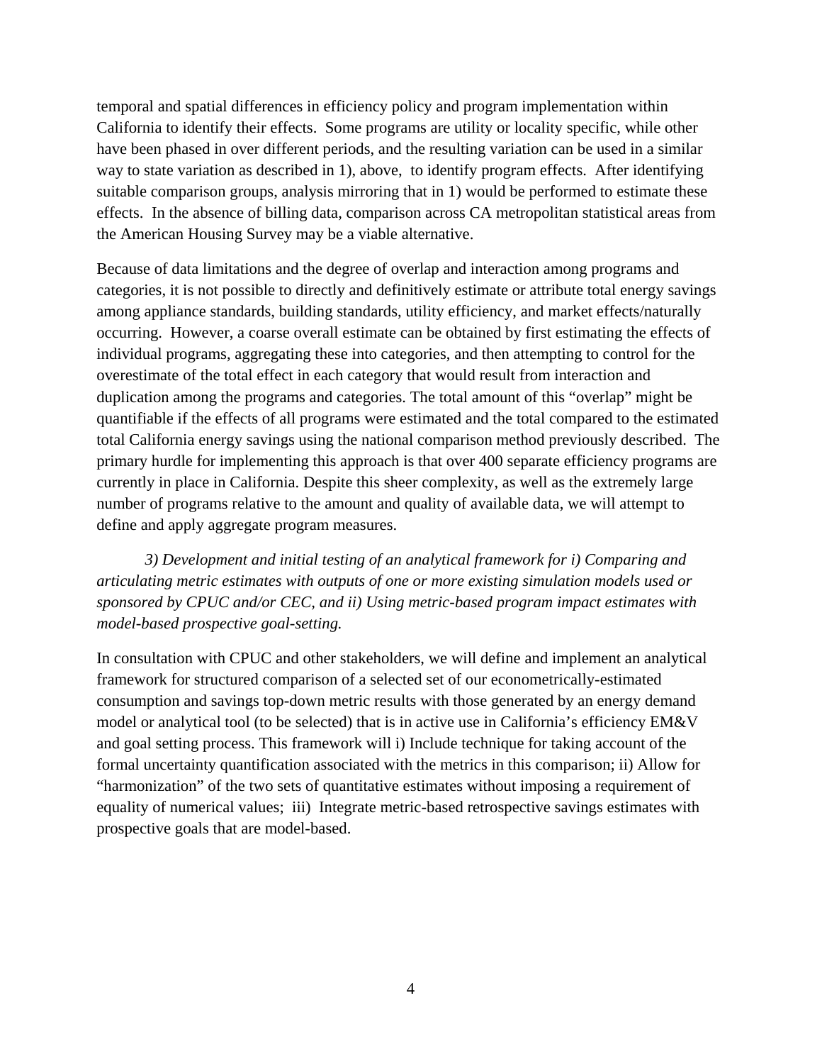temporal and spatial differences in efficiency policy and program implementation within California to identify their effects. Some programs are utility or locality specific, while other have been phased in over different periods, and the resulting variation can be used in a similar way to state variation as described in 1), above, to identify program effects. After identifying suitable comparison groups, analysis mirroring that in 1) would be performed to estimate these effects. In the absence of billing data, comparison across CA metropolitan statistical areas from the American Housing Survey may be a viable alternative.

Because of data limitations and the degree of overlap and interaction among programs and categories, it is not possible to directly and definitively estimate or attribute total energy savings among appliance standards, building standards, utility efficiency, and market effects/naturally occurring. However, a coarse overall estimate can be obtained by first estimating the effects of individual programs, aggregating these into categories, and then attempting to control for the overestimate of the total effect in each category that would result from interaction and duplication among the programs and categories. The total amount of this "overlap" might be quantifiable if the effects of all programs were estimated and the total compared to the estimated total California energy savings using the national comparison method previously described. The primary hurdle for implementing this approach is that over 400 separate efficiency programs are currently in place in California. Despite this sheer complexity, as well as the extremely large number of programs relative to the amount and quality of available data, we will attempt to define and apply aggregate program measures.

*3) Development and initial testing of an analytical framework for i) Comparing and articulating metric estimates with outputs of one or more existing simulation models used or sponsored by CPUC and/or CEC, and ii) Using metric-based program impact estimates with model-based prospective goal-setting.*

In consultation with CPUC and other stakeholders, we will define and implement an analytical framework for structured comparison of a selected set of our econometrically-estimated consumption and savings top-down metric results with those generated by an energy demand model or analytical tool (to be selected) that is in active use in California's efficiency EM&V and goal setting process. This framework will i) Include technique for taking account of the formal uncertainty quantification associated with the metrics in this comparison; ii) Allow for "harmonization" of the two sets of quantitative estimates without imposing a requirement of equality of numerical values; iii) Integrate metric-based retrospective savings estimates with prospective goals that are model-based.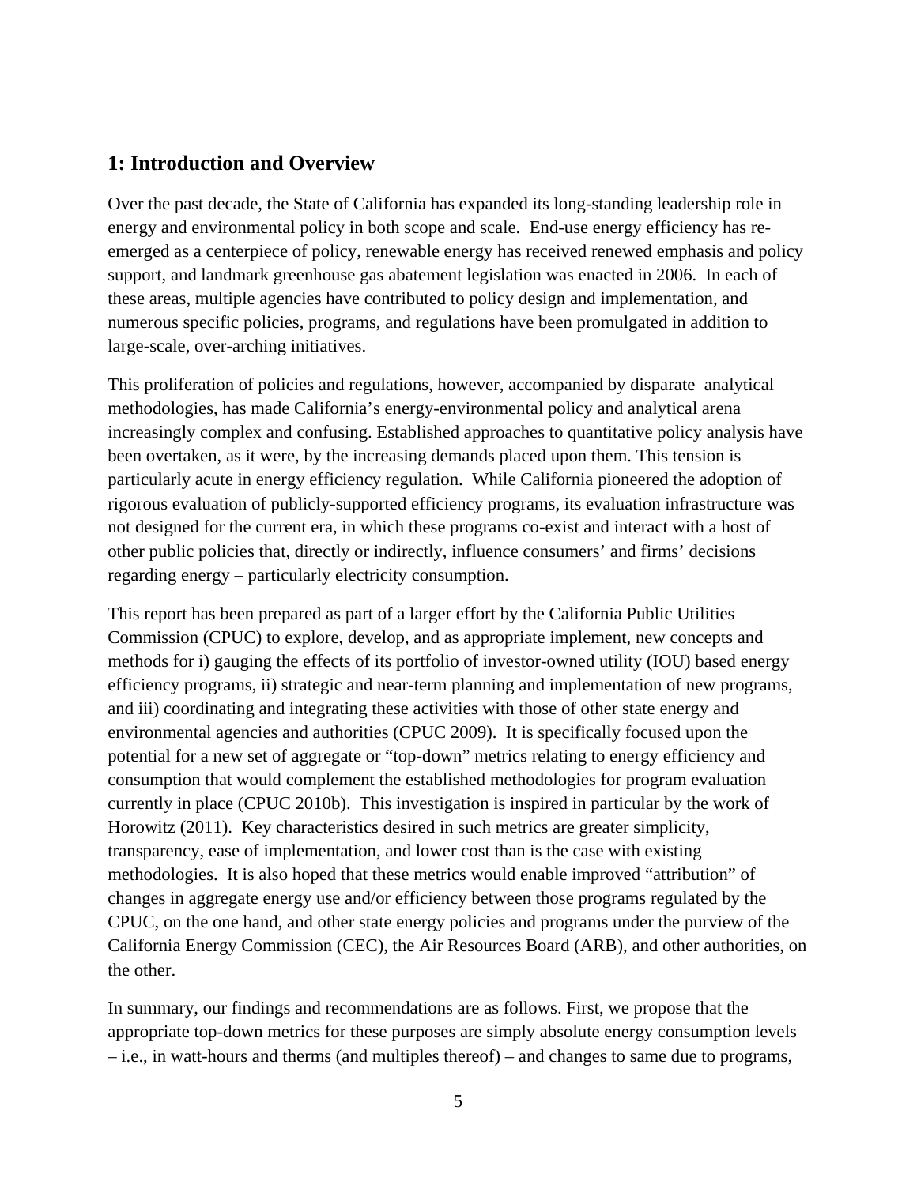## 1: Introduction and Overview

Over the past decade, the State of California has expanded its long-standing leadership role in energy and environmental policy in both scope and scale. End-use energy efficiency has re-emerged as a centerpiece of policy, renewable energy has received renewed emphasis and policy support, and landmark greenhouse gas abatement legislation was enacted in 2006. In each of these areas, multiple agencies have contributed to policy design and implementation, and numerous specific policies, programs, and regulations have been promulgated in addition to large-scale, over-arching initiatives.

This proliferation of policies and regulations, however, accompanied by disparate analytical methodologies, has made California's energy-environmental policy and analytical arena increasingly complex and confusing. Established approaches to quantitative policy analysis have been overtaken, as it were, by the increasing demands placed upon them. This tension is particularly acute in energy efficiency regulation. While California pioneered the adoption of rigorous evaluation of publicly-supported efficiency programs, its evaluation infrastructure was not designed for the current era, in which these programs co-exist and interact with a host of other public policies that, directly or indirectly, influence consumers' and firms' decisions regarding energy – particularly electricity consumption.

This report has been prepared as part of a larger effort by the California Public Utilities Commission (CPUC) to explore, develop, and as appropriate implement, new concepts and methods for i) gauging the effects of its portfolio of investor-owned utility (IOU) based energy efficiency programs, ii) strategic and near-term planning and implementation of new programs, and iii) coordinating and integrating these activities with those of other state energy and environmental agencies and authorities (CPUC 2009). It is specifically focused upon the potential for a new set of aggregate or "top-down" metrics relating to energy efficiency and consumption that would complement the established methodologies for program evaluation currently in place (CPUC 2010b). This investigation is inspired in particular by the work of Horowitz (2011). Key characteristics desired in such metrics are greater simplicity, transparency, ease of implementation, and lower cost than is the case with existing methodologies. It is also hoped that these metrics would enable improved "attribution" of changes in aggregate energy use and/or efficiency between those programs regulated by the CPUC, on the one hand, and other state energy policies and programs under the purview of the California Energy Commission (CEC), the Air Resources Board (ARB), and other authorities, on the other.

In summary, our findings and recommendations are as follows. First, we propose that the appropriate top-down metrics for these purposes are simply absolute energy consumption levels – i.e., in watt-hours and therms (and multiples thereof) – and changes to same due to programs,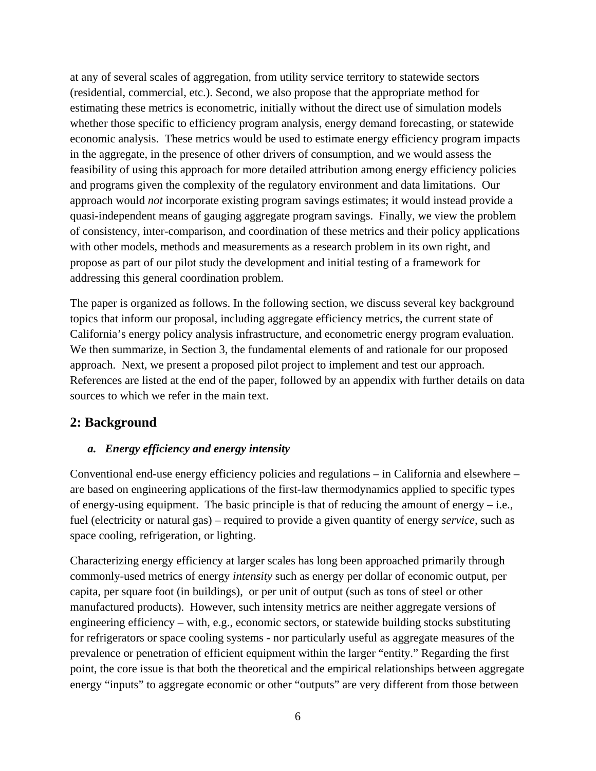at any of several scales of aggregation, from utility service territory to statewide sectors (residential, commercial, etc.). Second, we also propose that the appropriate method for estimating these metrics is econometric, initially without the direct use of simulation models whether those specific to efficiency program analysis, energy demand forecasting, or statewide economic analysis. These metrics would be used to estimate energy efficiency program impacts in the aggregate, in the presence of other drivers of consumption, and we would assess the feasibility of using this approach for more detailed attribution among energy efficiency policies and programs given the complexity of the regulatory environment and data limitations. Our approach would *not* incorporate existing program savings estimates; it would instead provide a quasi-independent means of gauging aggregate program savings. Finally, we view the problem of consistency, inter-comparison, and coordination of these metrics and their policy applications with other models, methods and measurements as a research problem in its own right, and propose as part of our pilot study the development and initial testing of a framework for addressing this general coordination problem.

The paper is organized as follows. In the following section, we discuss several key background topics that inform our proposal, including aggregate efficiency metrics, the current state of California's energy policy analysis infrastructure, and econometric energy program evaluation. We then summarize, in Section 3, the fundamental elements of and rationale for our proposed approach. Next, we present a proposed pilot project to implement and test our approach. References are listed at the end of the paper, followed by an appendix with further details on data sources to which we refer in the main text.

## 2: Background

### *a. Energy efficiency and energy intensity*

Conventional end-use energy efficiency policies and regulations – in California and elsewhere – are based on engineering applications of the first-law thermodynamics applied to specific types of energy-using equipment. The basic principle is that of reducing the amount of energy – i.e., fuel (electricity or natural gas) – required to provide a given quantity of energy *service*, such as space cooling, refrigeration, or lighting.

Characterizing energy efficiency at larger scales has long been approached primarily through commonly-used metrics of energy *intensity* such as energy per dollar of economic output, per capita, per square foot (in buildings), or per unit of output (such as tons of steel or other manufactured products). However, such intensity metrics are neither aggregate versions of engineering efficiency – with, e.g., economic sectors, or statewide building stocks substituting for refrigerators or space cooling systems - nor particularly useful as aggregate measures of the prevalence or penetration of efficient equipment within the larger "entity." Regarding the first point, the core issue is that both the theoretical and the empirical relationships between aggregate energy "inputs" to aggregate economic or other "outputs" are very different from those between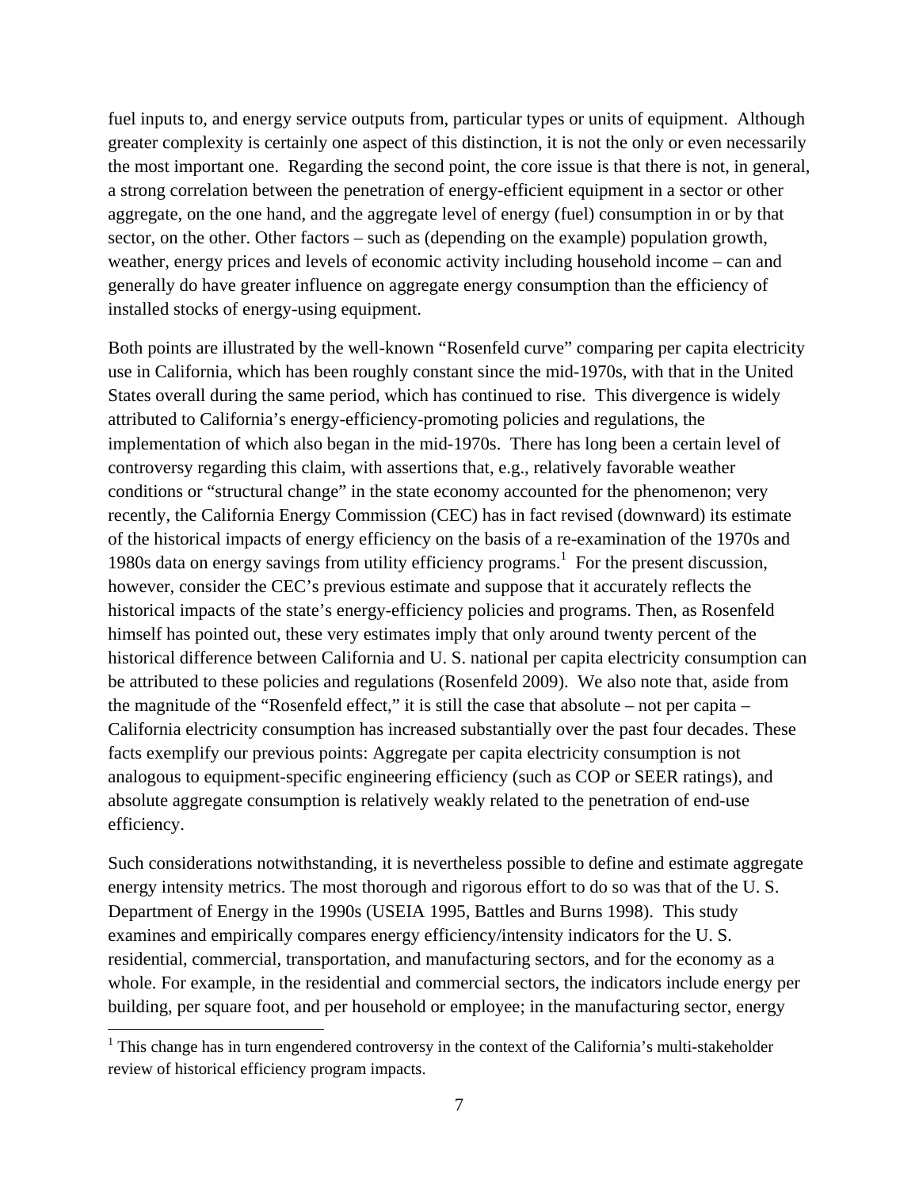fuel inputs to, and energy service outputs from, particular types or units of equipment. Although greater complexity is certainly one aspect of this distinction, it is not the only or even necessarily the most important one. Regarding the second point, the core issue is that there is not, in general, a strong correlation between the penetration of energy-efficient equipment in a sector or other aggregate, on the one hand, and the aggregate level of energy (fuel) consumption in or by that sector, on the other. Other factors – such as (depending on the example) population growth, weather, energy prices and levels of economic activity including household income – can and generally do have greater influence on aggregate energy consumption than the efficiency of installed stocks of energy-using equipment.

Both points are illustrated by the well-known "Rosenfeld curve" comparing per capita electricity use in California, which has been roughly constant since the mid-1970s, with that in the United States overall during the same period, which has continued to rise. This divergence is widely attributed to California's energy-efficiency-promoting policies and regulations, the implementation of which also began in the mid-1970s. There has long been a certain level of controversy regarding this claim, with assertions that, e.g., relatively favorable weather conditions or "structural change" in the state economy accounted for the phenomenon; very recently, the California Energy Commission (CEC) has in fact revised (downward) its estimate of the historical impacts of energy efficiency on the basis of a re-examination of the 1970s and 1980s data on energy savings from utility efficiency programs.[1] For the present discussion, however, consider the CEC's previous estimate and suppose that it accurately reflects the historical impacts of the state's energy-efficiency policies and programs. Then, as Rosenfeld himself has pointed out, these very estimates imply that only around twenty percent of the historical difference between California and U. S. national per capita electricity consumption can be attributed to these policies and regulations (Rosenfeld 2009). We also note that, aside from the magnitude of the "Rosenfeld effect," it is still the case that absolute – not per capita – California electricity consumption has increased substantially over the past four decades. These facts exemplify our previous points: Aggregate per capita electricity consumption is not analogous to equipment-specific engineering efficiency (such as COP or SEER ratings), and absolute aggregate consumption is relatively weakly related to the penetration of end-use efficiency.

Such considerations notwithstanding, it is nevertheless possible to define and estimate aggregate energy intensity metrics. The most thorough and rigorous effort to do so was that of the U. S. Department of Energy in the 1990s (USEIA 1995, Battles and Burns 1998). This study examines and empirically compares energy efficiency/intensity indicators for the U. S. residential, commercial, transportation, and manufacturing sectors, and for the economy as a whole. For example, in the residential and commercial sectors, the indicators include energy per building, per square foot, and per household or employee; in the manufacturing sector, energy

[1] This change has in turn engendered controversy in the context of the California's multi-stakeholder review of historical efficiency program impacts.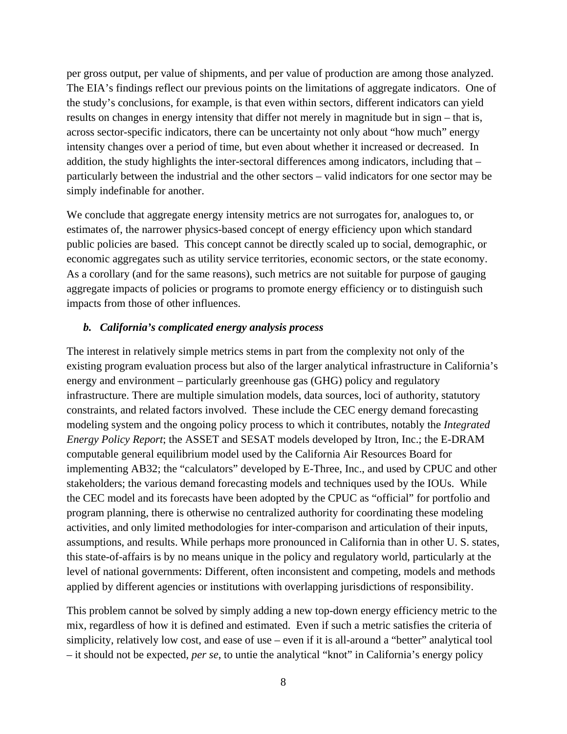per gross output, per value of shipments, and per value of production are among those analyzed. The EIA's findings reflect our previous points on the limitations of aggregate indicators. One of the study's conclusions, for example, is that even within sectors, different indicators can yield results on changes in energy intensity that differ not merely in magnitude but in sign – that is, across sector-specific indicators, there can be uncertainty not only about "how much" energy intensity changes over a period of time, but even about whether it increased or decreased. In addition, the study highlights the inter-sectoral differences among indicators, including that – particularly between the industrial and the other sectors – valid indicators for one sector may be simply indefinable for another.

We conclude that aggregate energy intensity metrics are not surrogates for, analogues to, or estimates of, the narrower physics-based concept of energy efficiency upon which standard public policies are based. This concept cannot be directly scaled up to social, demographic, or economic aggregates such as utility service territories, economic sectors, or the state economy. As a corollary (and for the same reasons), such metrics are not suitable for purpose of gauging aggregate impacts of policies or programs to promote energy efficiency or to distinguish such impacts from those of other influences.

### *b. California's complicated energy analysis process*

The interest in relatively simple metrics stems in part from the complexity not only of the existing program evaluation process but also of the larger analytical infrastructure in California's energy and environment – particularly greenhouse gas (GHG) policy and regulatory infrastructure. There are multiple simulation models, data sources, loci of authority, statutory constraints, and related factors involved. These include the CEC energy demand forecasting modeling system and the ongoing policy process to which it contributes, notably the *Integrated Energy Policy Report*; the ASSET and SESAT models developed by Itron, Inc.; the E-DRAM computable general equilibrium model used by the California Air Resources Board for implementing AB32; the "calculators" developed by E-Three, Inc., and used by CPUC and other stakeholders; the various demand forecasting models and techniques used by the IOUs. While the CEC model and its forecasts have been adopted by the CPUC as "official" for portfolio and program planning, there is otherwise no centralized authority for coordinating these modeling activities, and only limited methodologies for inter-comparison and articulation of their inputs, assumptions, and results. While perhaps more pronounced in California than in other U. S. states, this state-of-affairs is by no means unique in the policy and regulatory world, particularly at the level of national governments: Different, often inconsistent and competing, models and methods applied by different agencies or institutions with overlapping jurisdictions of responsibility.

This problem cannot be solved by simply adding a new top-down energy efficiency metric to the mix, regardless of how it is defined and estimated. Even if such a metric satisfies the criteria of simplicity, relatively low cost, and ease of use – even if it is all-around a "better" analytical tool – it should not be expected, *per se*, to untie the analytical "knot" in California's energy policy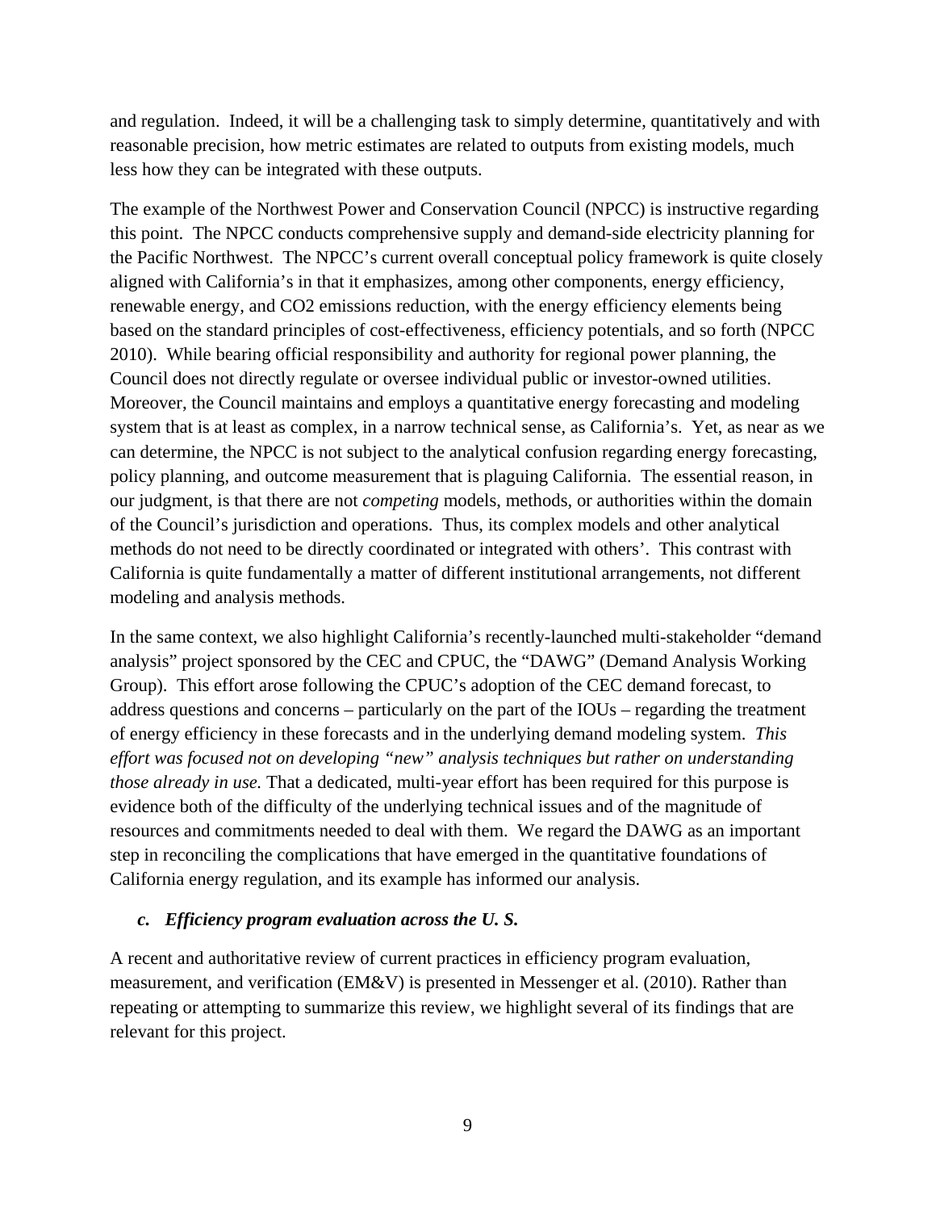and regulation. Indeed, it will be a challenging task to simply determine, quantitatively and with reasonable precision, how metric estimates are related to outputs from existing models, much less how they can be integrated with these outputs.

The example of the Northwest Power and Conservation Council (NPCC) is instructive regarding this point. The NPCC conducts comprehensive supply and demand-side electricity planning for the Pacific Northwest. The NPCC's current overall conceptual policy framework is quite closely aligned with California's in that it emphasizes, among other components, energy efficiency, renewable energy, and $CO_2$ emissions reduction, with the energy efficiency elements being based on the standard principles of cost-effectiveness, efficiency potentials, and so forth (NPCC 2010). While bearing official responsibility and authority for regional power planning, the Council does not directly regulate or oversee individual public or investor-owned utilities. Moreover, the Council maintains and employs a quantitative energy forecasting and modeling system that is at least as complex, in a narrow technical sense, as California's. Yet, as near as we can determine, the NPCC is not subject to the analytical confusion regarding energy forecasting, policy planning, and outcome measurement that is plaguing California. The essential reason, in our judgment, is that there are not *competing* models, methods, or authorities within the domain of the Council's jurisdiction and operations. Thus, its complex models and other analytical methods do not need to be directly coordinated or integrated with others'. This contrast with California is quite fundamentally a matter of different institutional arrangements, not different modeling and analysis methods.

In the same context, we also highlight California's recently-launched multi-stakeholder "demand analysis" project sponsored by the CEC and CPUC, the "DAWG" (Demand Analysis Working Group). This effort arose following the CPUC's adoption of the CEC demand forecast, to address questions and concerns – particularly on the part of the IOUs – regarding the treatment of energy efficiency in these forecasts and in the underlying demand modeling system. *This effort was focused not on developing "new" analysis techniques but rather on understanding those already in use.* That a dedicated, multi-year effort has been required for this purpose is evidence both of the difficulty of the underlying technical issues and of the magnitude of resources and commitments needed to deal with them. We regard the DAWG as an important step in reconciling the complications that have emerged in the quantitative foundations of California energy regulation, and its example has informed our analysis.

### *c. Efficiency program evaluation across the U. S.*

A recent and authoritative review of current practices in efficiency program evaluation, measurement, and verification (EM&V) is presented in Messenger et al. (2010). Rather than repeating or attempting to summarize this review, we highlight several of its findings that are relevant for this project.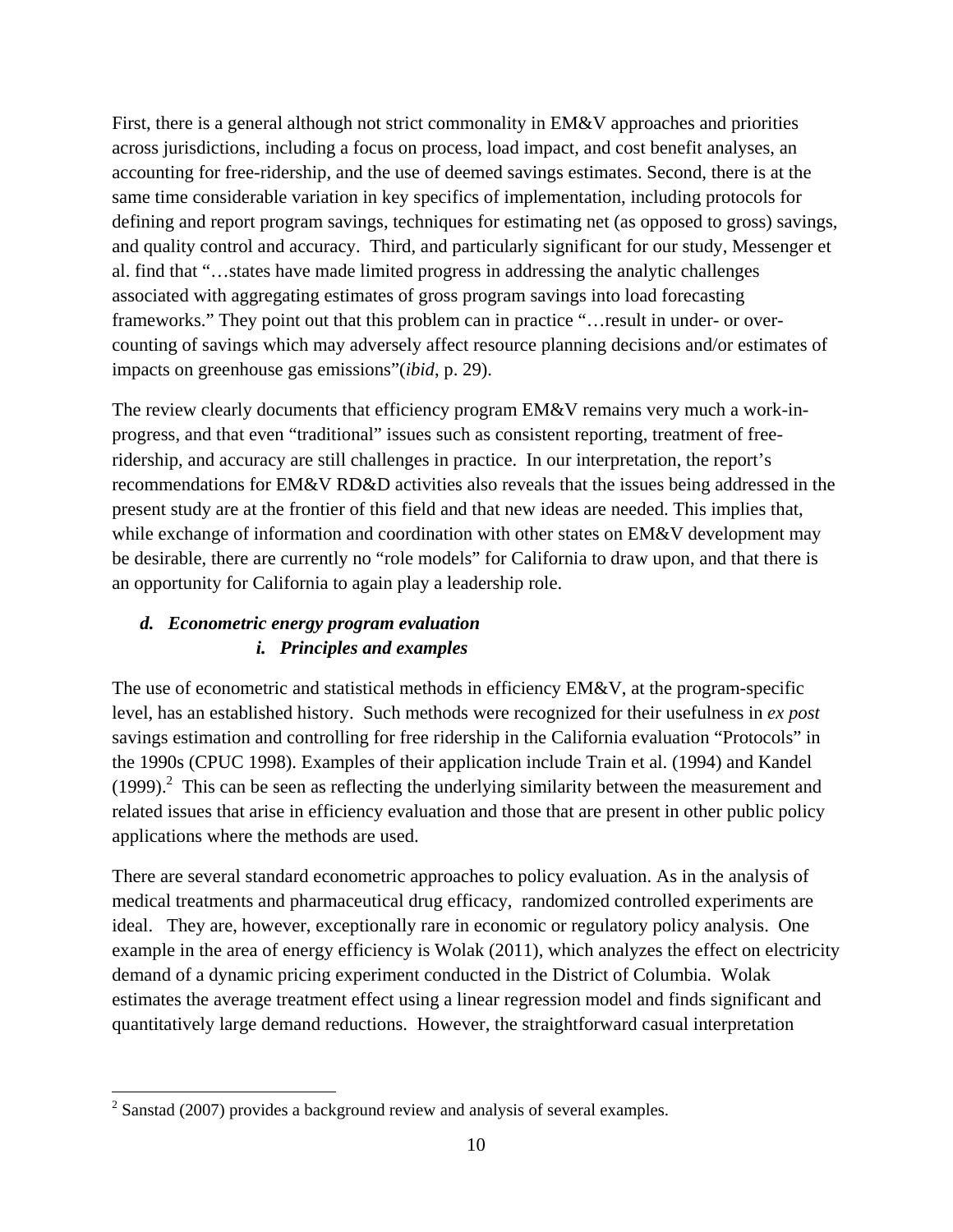First, there is a general although not strict commonality in EM&V approaches and priorities across jurisdictions, including a focus on process, load impact, and cost benefit analyses, an accounting for free-ridership, and the use of deemed savings estimates. Second, there is at the same time considerable variation in key specifics of implementation, including protocols for defining and report program savings, techniques for estimating net (as opposed to gross) savings, and quality control and accuracy. Third, and particularly significant for our study, Messenger et al. find that "…states have made limited progress in addressing the analytic challenges associated with aggregating estimates of gross program savings into load forecasting frameworks." They point out that this problem can in practice "…result in under- or over-counting of savings which may adversely affect resource planning decisions and/or estimates of impacts on greenhouse gas emissions"(*ibid*, p. 29).

The review clearly documents that efficiency program EM&V remains very much a work-in-progress, and that even "traditional" issues such as consistent reporting, treatment of free-ridership, and accuracy are still challenges in practice. In our interpretation, the report's recommendations for EM&V RD&D activities also reveals that the issues being addressed in the present study are at the frontier of this field and that new ideas are needed. This implies that, while exchange of information and coordination with other states on EM&V development may be desirable, there are currently no "role models" for California to draw upon, and that there is an opportunity for California to again play a leadership role.

### *d. Econometric energy program evaluation*

#### *i. Principles and examples*

The use of econometric and statistical methods in efficiency EM&V, at the program-specific level, has an established history. Such methods were recognized for their usefulness in *ex post* savings estimation and controlling for free ridership in the California evaluation "Protocols" in the 1990s (CPUC 1998). Examples of their application include Train et al. (1994) and Kandel (1999).[2] This can be seen as reflecting the underlying similarity between the measurement and related issues that arise in efficiency evaluation and those that are present in other public policy applications where the methods are used.

There are several standard econometric approaches to policy evaluation. As in the analysis of medical treatments and pharmaceutical drug efficacy, randomized controlled experiments are ideal. They are, however, exceptionally rare in economic or regulatory policy analysis. One example in the area of energy efficiency is Wolak (2011), which analyzes the effect on electricity demand of a dynamic pricing experiment conducted in the District of Columbia. Wolak estimates the average treatment effect using a linear regression model and finds significant and quantitatively large demand reductions. However, the straightforward casual interpretation

[2] Sanstad (2007) provides a background review and analysis of several examples.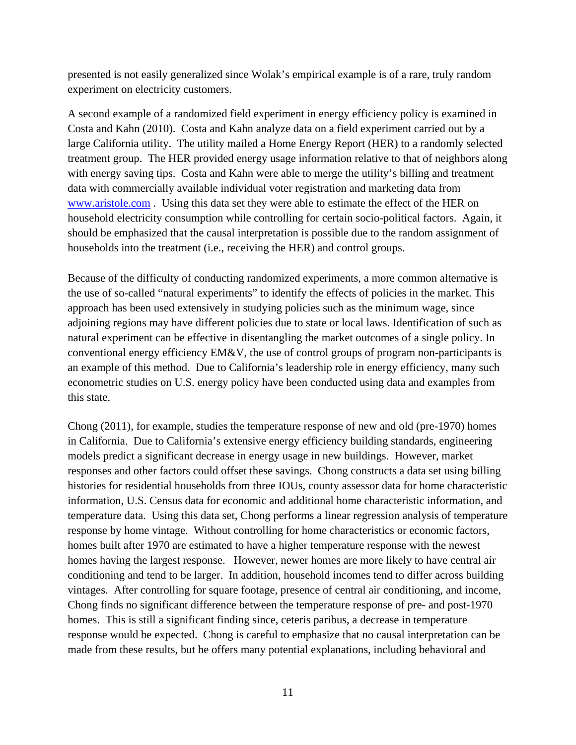presented is not easily generalized since Wolak's empirical example is of a rare, truly random experiment on electricity customers.

A second example of a randomized field experiment in energy efficiency policy is examined in Costa and Kahn (2010). Costa and Kahn analyze data on a field experiment carried out by a large California utility. The utility mailed a Home Energy Report (HER) to a randomly selected treatment group. The HER provided energy usage information relative to that of neighbors along with energy saving tips. Costa and Kahn were able to merge the utility's billing and treatment data with commercially available individual voter registration and marketing data from www.aristole.com . Using this data set they were able to estimate the effect of the HER on household electricity consumption while controlling for certain socio-political factors. Again, it should be emphasized that the causal interpretation is possible due to the random assignment of households into the treatment (i.e., receiving the HER) and control groups.

Because of the difficulty of conducting randomized experiments, a more common alternative is the use of so-called "natural experiments" to identify the effects of policies in the market. This approach has been used extensively in studying policies such as the minimum wage, since adjoining regions may have different policies due to state or local laws. Identification of such as natural experiment can be effective in disentangling the market outcomes of a single policy. In conventional energy efficiency EM&V, the use of control groups of program non-participants is an example of this method. Due to California's leadership role in energy efficiency, many such econometric studies on U.S. energy policy have been conducted using data and examples from this state.

Chong (2011), for example, studies the temperature response of new and old (pre-1970) homes in California. Due to California's extensive energy efficiency building standards, engineering models predict a significant decrease in energy usage in new buildings. However, market responses and other factors could offset these savings. Chong constructs a data set using billing histories for residential households from three IOUs, county assessor data for home characteristic information, U.S. Census data for economic and additional home characteristic information, and temperature data. Using this data set, Chong performs a linear regression analysis of temperature response by home vintage. Without controlling for home characteristics or economic factors, homes built after 1970 are estimated to have a higher temperature response with the newest homes having the largest response. However, newer homes are more likely to have central air conditioning and tend to be larger. In addition, household incomes tend to differ across building vintages. After controlling for square footage, presence of central air conditioning, and income, Chong finds no significant difference between the temperature response of pre- and post-1970 homes. This is still a significant finding since, ceteris paribus, a decrease in temperature response would be expected. Chong is careful to emphasize that no causal interpretation can be made from these results, but he offers many potential explanations, including behavioral and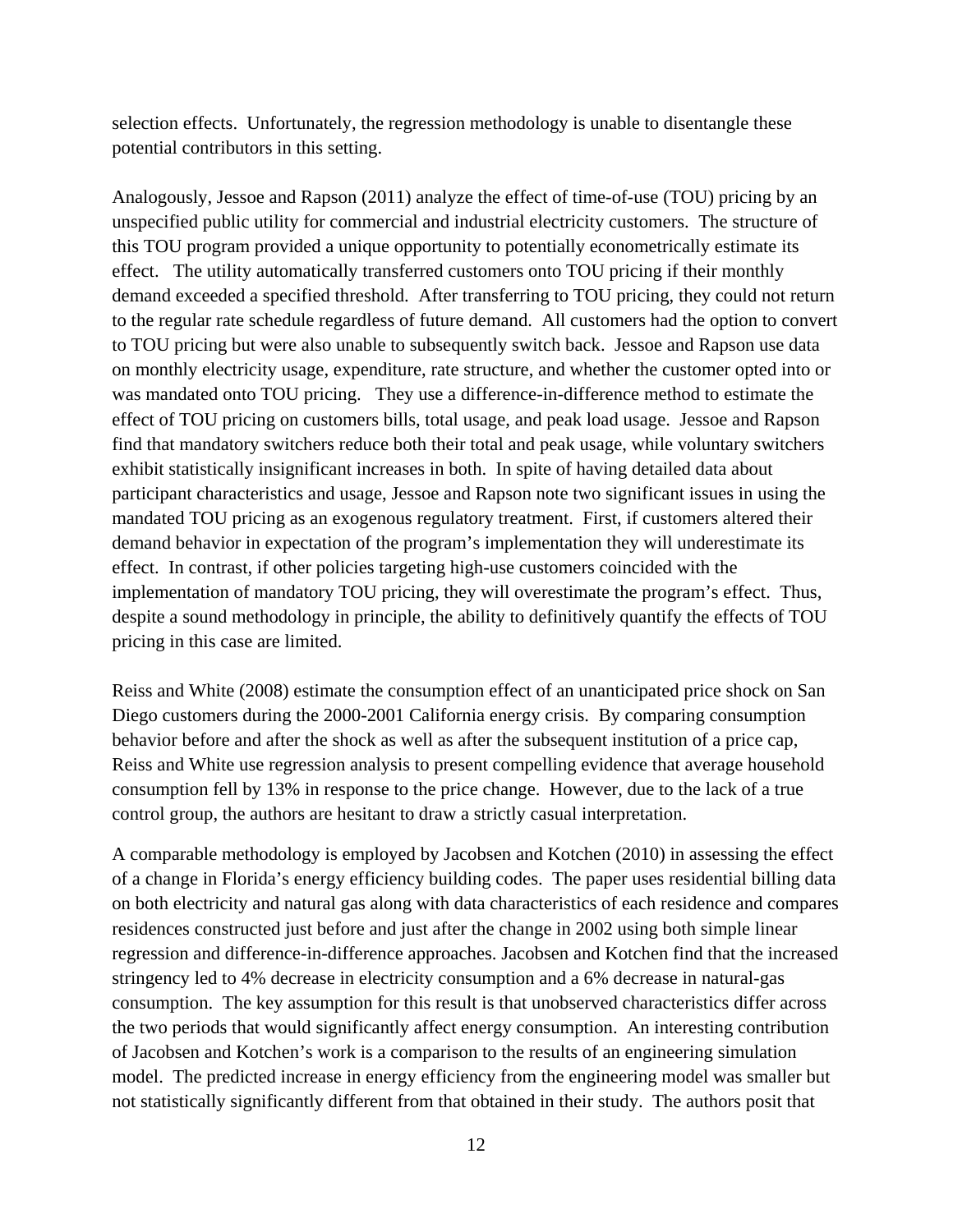selection effects. Unfortunately, the regression methodology is unable to disentangle these potential contributors in this setting.

Analogously, Jessoe and Rapson (2011) analyze the effect of time-of-use (TOU) pricing by an unspecified public utility for commercial and industrial electricity customers. The structure of this TOU program provided a unique opportunity to potentially econometrically estimate its effect. The utility automatically transferred customers onto TOU pricing if their monthly demand exceeded a specified threshold. After transferring to TOU pricing, they could not return to the regular rate schedule regardless of future demand. All customers had the option to convert to TOU pricing but were also unable to subsequently switch back. Jessoe and Rapson use data on monthly electricity usage, expenditure, rate structure, and whether the customer opted into or was mandated onto TOU pricing. They use a difference-in-difference method to estimate the effect of TOU pricing on customers bills, total usage, and peak load usage. Jessoe and Rapson find that mandatory switchers reduce both their total and peak usage, while voluntary switchers exhibit statistically insignificant increases in both. In spite of having detailed data about participant characteristics and usage, Jessoe and Rapson note two significant issues in using the mandated TOU pricing as an exogenous regulatory treatment. First, if customers altered their demand behavior in expectation of the program's implementation they will underestimate its effect. In contrast, if other policies targeting high-use customers coincided with the implementation of mandatory TOU pricing, they will overestimate the program's effect. Thus, despite a sound methodology in principle, the ability to definitively quantify the effects of TOU pricing in this case are limited.

Reiss and White (2008) estimate the consumption effect of an unanticipated price shock on San Diego customers during the 2000-2001 California energy crisis. By comparing consumption behavior before and after the shock as well as after the subsequent institution of a price cap, Reiss and White use regression analysis to present compelling evidence that average household consumption fell by 13% in response to the price change. However, due to the lack of a true control group, the authors are hesitant to draw a strictly casual interpretation.

A comparable methodology is employed by Jacobsen and Kotchen (2010) in assessing the effect of a change in Florida's energy efficiency building codes. The paper uses residential billing data on both electricity and natural gas along with data characteristics of each residence and compares residences constructed just before and just after the change in 2002 using both simple linear regression and difference-in-difference approaches. Jacobsen and Kotchen find that the increased stringency led to 4% decrease in electricity consumption and a 6% decrease in natural-gas consumption. The key assumption for this result is that unobserved characteristics differ across the two periods that would significantly affect energy consumption. An interesting contribution of Jacobsen and Kotchen's work is a comparison to the results of an engineering simulation model. The predicted increase in energy efficiency from the engineering model was smaller but not statistically significantly different from that obtained in their study. The authors posit that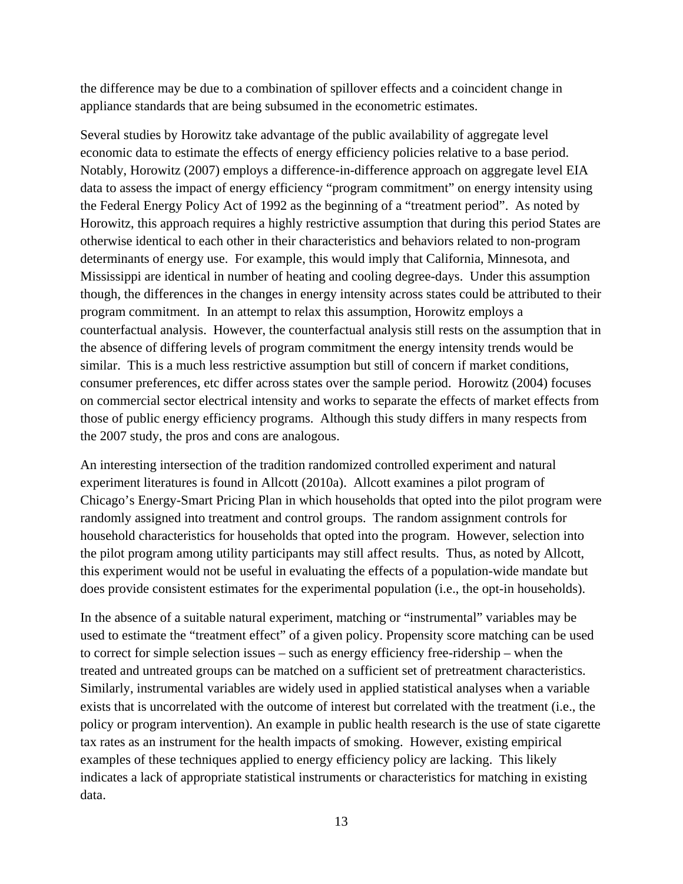the difference may be due to a combination of spillover effects and a coincident change in appliance standards that are being subsumed in the econometric estimates.

Several studies by Horowitz take advantage of the public availability of aggregate level economic data to estimate the effects of energy efficiency policies relative to a base period. Notably, Horowitz (2007) employs a difference-in-difference approach on aggregate level EIA data to assess the impact of energy efficiency "program commitment" on energy intensity using the Federal Energy Policy Act of 1992 as the beginning of a "treatment period". As noted by Horowitz, this approach requires a highly restrictive assumption that during this period States are otherwise identical to each other in their characteristics and behaviors related to non-program determinants of energy use. For example, this would imply that California, Minnesota, and Mississippi are identical in number of heating and cooling degree-days. Under this assumption though, the differences in the changes in energy intensity across states could be attributed to their program commitment. In an attempt to relax this assumption, Horowitz employs a counterfactual analysis. However, the counterfactual analysis still rests on the assumption that in the absence of differing levels of program commitment the energy intensity trends would be similar. This is a much less restrictive assumption but still of concern if market conditions, consumer preferences, etc differ across states over the sample period. Horowitz (2004) focuses on commercial sector electrical intensity and works to separate the effects of market effects from those of public energy efficiency programs. Although this study differs in many respects from the 2007 study, the pros and cons are analogous.

An interesting intersection of the tradition randomized controlled experiment and natural experiment literatures is found in Allcott (2010a). Allcott examines a pilot program of Chicago's Energy-Smart Pricing Plan in which households that opted into the pilot program were randomly assigned into treatment and control groups. The random assignment controls for household characteristics for households that opted into the program. However, selection into the pilot program among utility participants may still affect results. Thus, as noted by Allcott, this experiment would not be useful in evaluating the effects of a population-wide mandate but does provide consistent estimates for the experimental population (i.e., the opt-in households).

In the absence of a suitable natural experiment, matching or "instrumental" variables may be used to estimate the "treatment effect" of a given policy. Propensity score matching can be used to correct for simple selection issues – such as energy efficiency free-ridership – when the treated and untreated groups can be matched on a sufficient set of pretreatment characteristics. Similarly, instrumental variables are widely used in applied statistical analyses when a variable exists that is uncorrelated with the outcome of interest but correlated with the treatment (i.e., the policy or program intervention). An example in public health research is the use of state cigarette tax rates as an instrument for the health impacts of smoking. However, existing empirical examples of these techniques applied to energy efficiency policy are lacking. This likely indicates a lack of appropriate statistical instruments or characteristics for matching in existing data.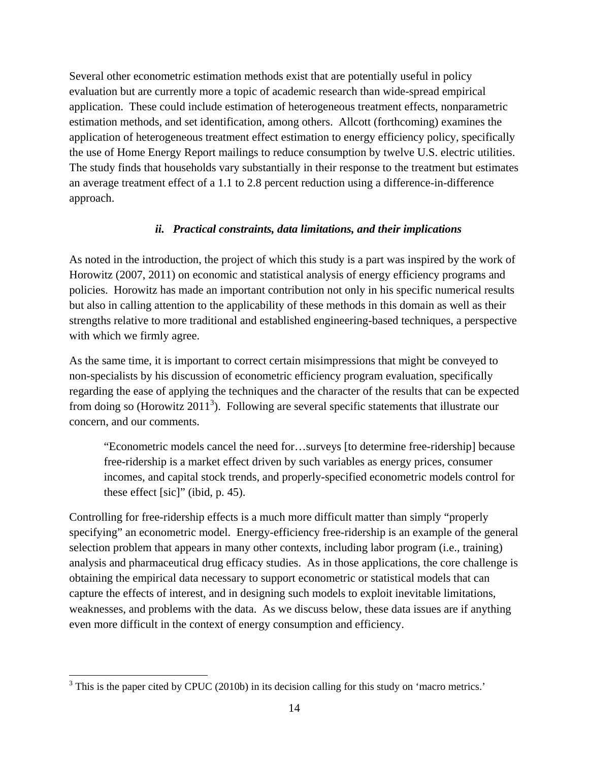Several other econometric estimation methods exist that are potentially useful in policy evaluation but are currently more a topic of academic research than wide-spread empirical application. These could include estimation of heterogeneous treatment effects, nonparametric estimation methods, and set identification, among others. Allcott (forthcoming) examines the application of heterogeneous treatment effect estimation to energy efficiency policy, specifically the use of Home Energy Report mailings to reduce consumption by twelve U.S. electric utilities. The study finds that households vary substantially in their response to the treatment but estimates an average treatment effect of a 1.1 to 2.8 percent reduction using a difference-in-difference approach.

### *ii. Practical constraints, data limitations, and their implications*

As noted in the introduction, the project of which this study is a part was inspired by the work of Horowitz (2007, 2011) on economic and statistical analysis of energy efficiency programs and policies. Horowitz has made an important contribution not only in his specific numerical results but also in calling attention to the applicability of these methods in this domain as well as their strengths relative to more traditional and established engineering-based techniques, a perspective with which we firmly agree.

As the same time, it is important to correct certain misimpressions that might be conveyed to non-specialists by his discussion of econometric efficiency program evaluation, specifically regarding the ease of applying the techniques and the character of the results that can be expected from doing so (Horowitz 2011[3]). Following are several specific statements that illustrate our concern, and our comments.

> "Econometric models cancel the need for…surveys [to determine free-ridership] because free-ridership is a market effect driven by such variables as energy prices, consumer incomes, and capital stock trends, and properly-specified econometric models control for these effect [sic]" (ibid, p. 45).

Controlling for free-ridership effects is a much more difficult matter than simply "properly specifying" an econometric model. Energy-efficiency free-ridership is an example of the general selection problem that appears in many other contexts, including labor program (i.e., training) analysis and pharmaceutical drug efficacy studies. As in those applications, the core challenge is obtaining the empirical data necessary to support econometric or statistical models that can capture the effects of interest, and in designing such models to exploit inevitable limitations, weaknesses, and problems with the data. As we discuss below, these data issues are if anything even more difficult in the context of energy consumption and efficiency.

[3] This is the paper cited by CPUC (2010b) in its decision calling for this study on 'macro metrics.'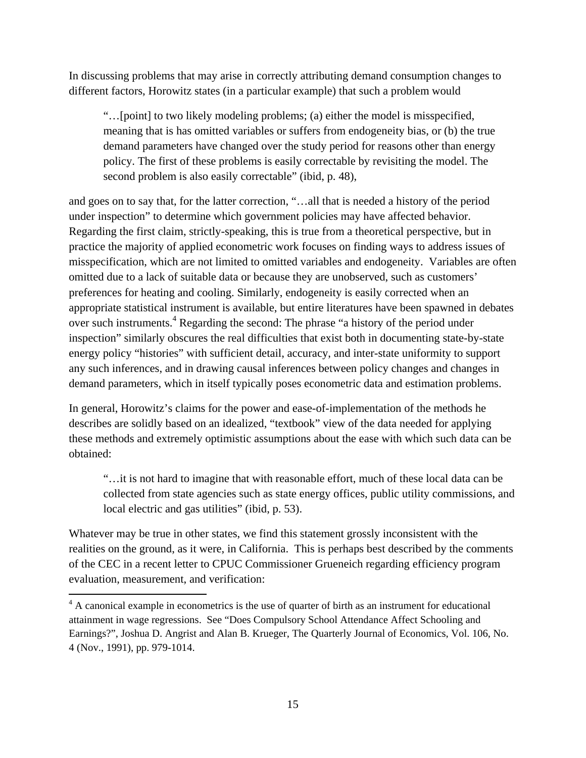In discussing problems that may arise in correctly attributing demand consumption changes to different factors, Horowitz states (in a particular example) that such a problem would

> "…[point] to two likely modeling problems; (a) either the model is misspecified, meaning that is has omitted variables or suffers from endogeneity bias, or (b) the true demand parameters have changed over the study period for reasons other than energy policy. The first of these problems is easily correctable by revisiting the model. The second problem is also easily correctable" (ibid, p. 48),

and goes on to say that, for the latter correction, "…all that is needed a history of the period under inspection" to determine which government policies may have affected behavior. Regarding the first claim, strictly-speaking, this is true from a theoretical perspective, but in practice the majority of applied econometric work focuses on finding ways to address issues of misspecification, which are not limited to omitted variables and endogeneity. Variables are often omitted due to a lack of suitable data or because they are unobserved, such as customers' preferences for heating and cooling. Similarly, endogeneity is easily corrected when an appropriate statistical instrument is available, but entire literatures have been spawned in debates over such instruments.[4] Regarding the second: The phrase "a history of the period under inspection" similarly obscures the real difficulties that exist both in documenting state-by-state energy policy "histories" with sufficient detail, accuracy, and inter-state uniformity to support any such inferences, and in drawing causal inferences between policy changes and changes in demand parameters, which in itself typically poses econometric data and estimation problems.

In general, Horowitz's claims for the power and ease-of-implementation of the methods he describes are solidly based on an idealized, "textbook" view of the data needed for applying these methods and extremely optimistic assumptions about the ease with which such data can be obtained:

> "…it is not hard to imagine that with reasonable effort, much of these local data can be collected from state agencies such as state energy offices, public utility commissions, and local electric and gas utilities" (ibid, p. 53).

Whatever may be true in other states, we find this statement grossly inconsistent with the realities on the ground, as it were, in California. This is perhaps best described by the comments of the CEC in a recent letter to CPUC Commissioner Grueneich regarding efficiency program evaluation, measurement, and verification:

[4] A canonical example in econometrics is the use of quarter of birth as an instrument for educational attainment in wage regressions. See "Does Compulsory School Attendance Affect Schooling and Earnings?", Joshua D. Angrist and Alan B. Krueger, The Quarterly Journal of Economics, Vol. 106, No. 4 (Nov., 1991), pp. 979-1014.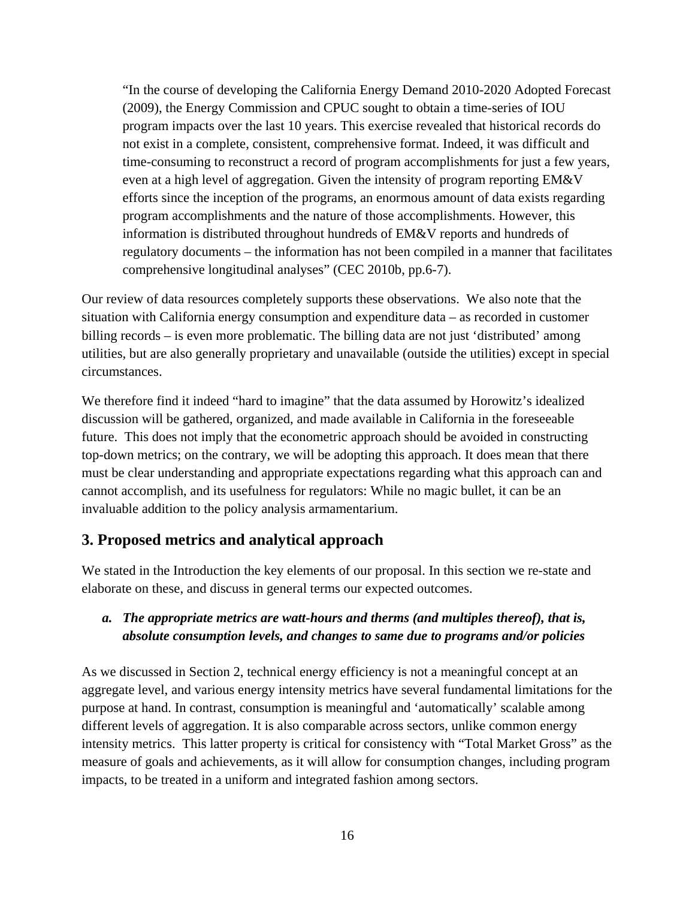> "In the course of developing the California Energy Demand 2010-2020 Adopted Forecast (2009), the Energy Commission and CPUC sought to obtain a time-series of IOU program impacts over the last 10 years. This exercise revealed that historical records do not exist in a complete, consistent, comprehensive format. Indeed, it was difficult and time-consuming to reconstruct a record of program accomplishments for just a few years, even at a high level of aggregation. Given the intensity of program reporting EM&V efforts since the inception of the programs, an enormous amount of data exists regarding program accomplishments and the nature of those accomplishments. However, this information is distributed throughout hundreds of EM&V reports and hundreds of regulatory documents – the information has not been compiled in a manner that facilitates comprehensive longitudinal analyses" (CEC 2010b, pp.6-7).

Our review of data resources completely supports these observations. We also note that the situation with California energy consumption and expenditure data – as recorded in customer billing records – is even more problematic. The billing data are not just 'distributed' among utilities, but are also generally proprietary and unavailable (outside the utilities) except in special circumstances.

We therefore find it indeed "hard to imagine" that the data assumed by Horowitz's idealized discussion will be gathered, organized, and made available in California in the foreseeable future. This does not imply that the econometric approach should be avoided in constructing top-down metrics; on the contrary, we will be adopting this approach. It does mean that there must be clear understanding and appropriate expectations regarding what this approach can and cannot accomplish, and its usefulness for regulators: While no magic bullet, it can be an invaluable addition to the policy analysis armamentarium.

## 3. Proposed metrics and analytical approach

We stated in the Introduction the key elements of our proposal. In this section we re-state and elaborate on these, and discuss in general terms our expected outcomes.

### *a. The appropriate metrics are watt-hours and therms (and multiples thereof), that is, absolute consumption levels, and changes to same due to programs and/or policies*

As we discussed in Section 2, technical energy efficiency is not a meaningful concept at an aggregate level, and various energy intensity metrics have several fundamental limitations for the purpose at hand. In contrast, consumption is meaningful and 'automatically' scalable among different levels of aggregation. It is also comparable across sectors, unlike common energy intensity metrics. This latter property is critical for consistency with "Total Market Gross" as the measure of goals and achievements, as it will allow for consumption changes, including program impacts, to be treated in a uniform and integrated fashion among sectors.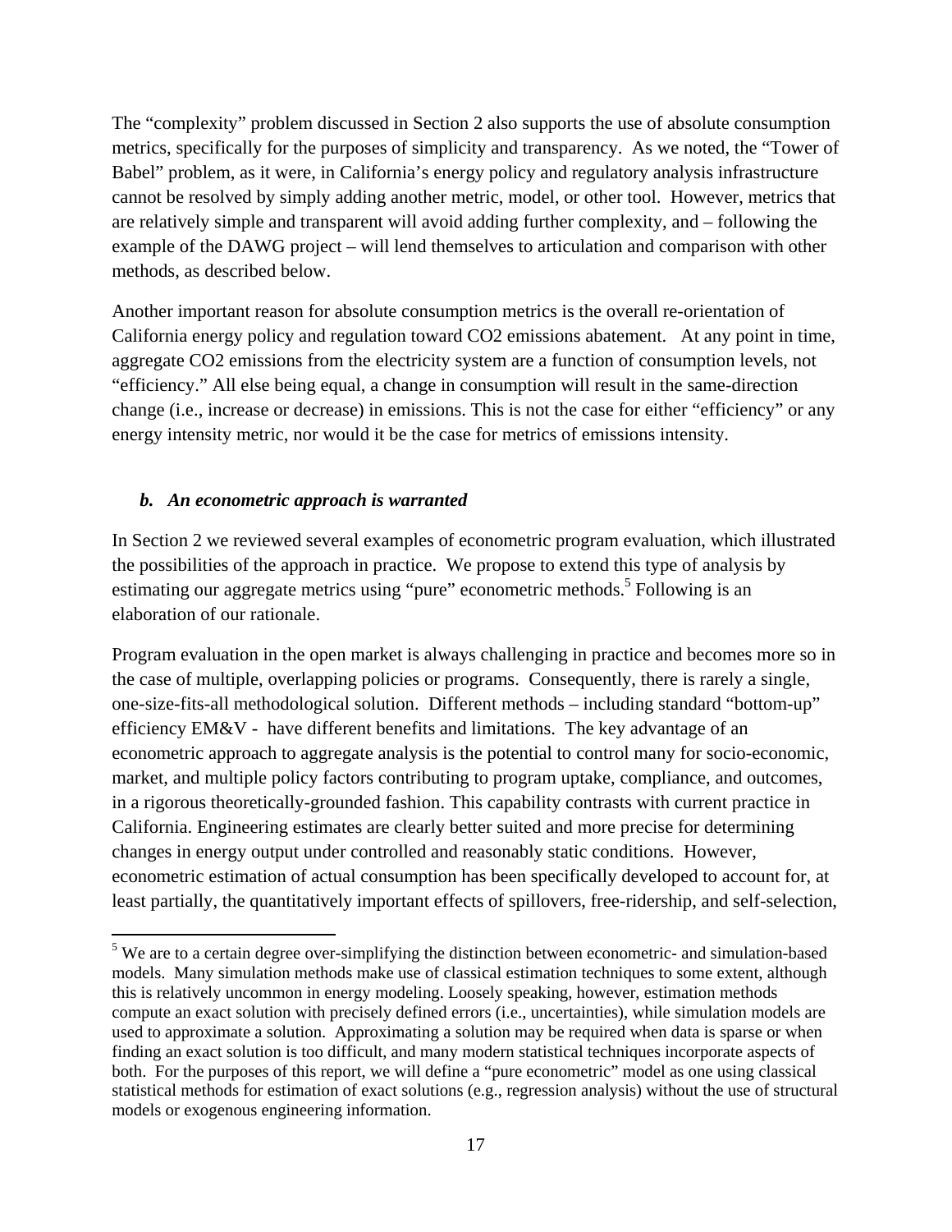The "complexity" problem discussed in Section 2 also supports the use of absolute consumption metrics, specifically for the purposes of simplicity and transparency. As we noted, the "Tower of Babel" problem, as it were, in California's energy policy and regulatory analysis infrastructure cannot be resolved by simply adding another metric, model, or other tool. However, metrics that are relatively simple and transparent will avoid adding further complexity, and – following the example of the DAWG project – will lend themselves to articulation and comparison with other methods, as described below.

Another important reason for absolute consumption metrics is the overall re-orientation of California energy policy and regulation toward CO2 emissions abatement. At any point in time, aggregate CO2 emissions from the electricity system are a function of consumption levels, not "efficiency." All else being equal, a change in consumption will result in the same-direction change (i.e., increase or decrease) in emissions. This is not the case for either "efficiency" or any energy intensity metric, nor would it be the case for metrics of emissions intensity.

### *b. An econometric approach is warranted*

In Section 2 we reviewed several examples of econometric program evaluation, which illustrated the possibilities of the approach in practice. We propose to extend this type of analysis by estimating our aggregate metrics using "pure" econometric methods.[5] Following is an elaboration of our rationale.

Program evaluation in the open market is always challenging in practice and becomes more so in the case of multiple, overlapping policies or programs. Consequently, there is rarely a single, one-size-fits-all methodological solution. Different methods – including standard "bottom-up" efficiency EM&V - have different benefits and limitations. The key advantage of an econometric approach to aggregate analysis is the potential to control many for socio-economic, market, and multiple policy factors contributing to program uptake, compliance, and outcomes, in a rigorous theoretically-grounded fashion. This capability contrasts with current practice in California. Engineering estimates are clearly better suited and more precise for determining changes in energy output under controlled and reasonably static conditions. However, econometric estimation of actual consumption has been specifically developed to account for, at least partially, the quantitatively important effects of spillovers, free-ridership, and self-selection,

[5] We are to a certain degree over-simplifying the distinction between econometric- and simulation-based models. Many simulation methods make use of classical estimation techniques to some extent, although this is relatively uncommon in energy modeling. Loosely speaking, however, estimation methods compute an exact solution with precisely defined errors (i.e., uncertainties), while simulation models are used to approximate a solution. Approximating a solution may be required when data is sparse or when finding an exact solution is too difficult, and many modern statistical techniques incorporate aspects of both. For the purposes of this report, we will define a "pure econometric" model as one using classical statistical methods for estimation of exact solutions (e.g., regression analysis) without the use of structural models or exogenous engineering information.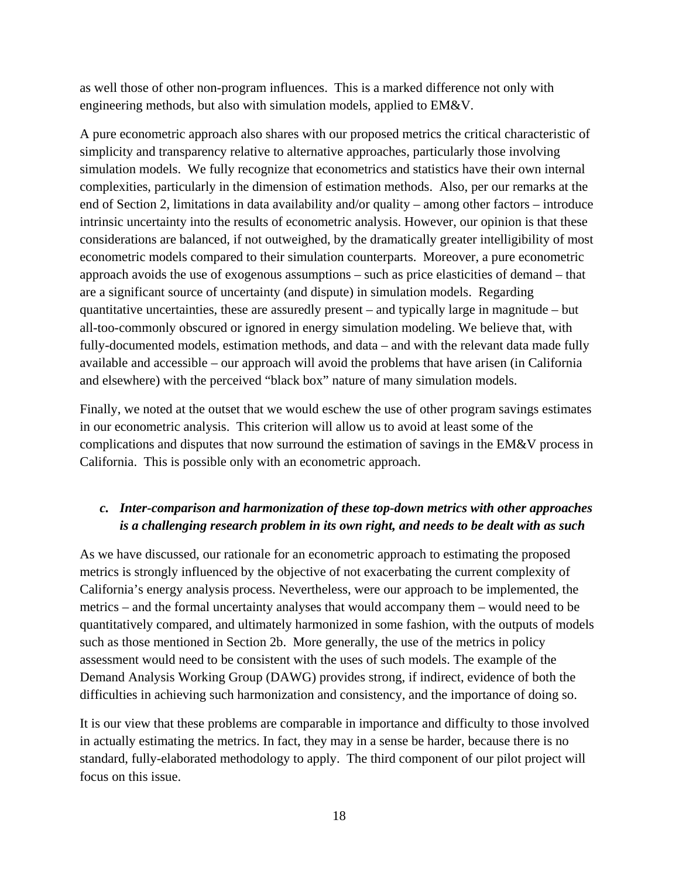as well those of other non-program influences. This is a marked difference not only with engineering methods, but also with simulation models, applied to EM&V.

A pure econometric approach also shares with our proposed metrics the critical characteristic of simplicity and transparency relative to alternative approaches, particularly those involving simulation models. We fully recognize that econometrics and statistics have their own internal complexities, particularly in the dimension of estimation methods. Also, per our remarks at the end of Section 2, limitations in data availability and/or quality – among other factors – introduce intrinsic uncertainty into the results of econometric analysis. However, our opinion is that these considerations are balanced, if not outweighed, by the dramatically greater intelligibility of most econometric models compared to their simulation counterparts. Moreover, a pure econometric approach avoids the use of exogenous assumptions – such as price elasticities of demand – that are a significant source of uncertainty (and dispute) in simulation models. Regarding quantitative uncertainties, these are assuredly present – and typically large in magnitude – but all-too-commonly obscured or ignored in energy simulation modeling. We believe that, with fully-documented models, estimation methods, and data – and with the relevant data made fully available and accessible – our approach will avoid the problems that have arisen (in California and elsewhere) with the perceived "black box" nature of many simulation models.

Finally, we noted at the outset that we would eschew the use of other program savings estimates in our econometric analysis. This criterion will allow us to avoid at least some of the complications and disputes that now surround the estimation of savings in the EM&V process in California. This is possible only with an econometric approach.

### *c. Inter-comparison and harmonization of these top-down metrics with other approaches is a challenging research problem in its own right, and needs to be dealt with as such*

As we have discussed, our rationale for an econometric approach to estimating the proposed metrics is strongly influenced by the objective of not exacerbating the current complexity of California's energy analysis process. Nevertheless, were our approach to be implemented, the metrics – and the formal uncertainty analyses that would accompany them – would need to be quantitatively compared, and ultimately harmonized in some fashion, with the outputs of models such as those mentioned in Section 2b. More generally, the use of the metrics in policy assessment would need to be consistent with the uses of such models. The example of the Demand Analysis Working Group (DAWG) provides strong, if indirect, evidence of both the difficulties in achieving such harmonization and consistency, and the importance of doing so.

It is our view that these problems are comparable in importance and difficulty to those involved in actually estimating the metrics. In fact, they may in a sense be harder, because there is no standard, fully-elaborated methodology to apply. The third component of our pilot project will focus on this issue.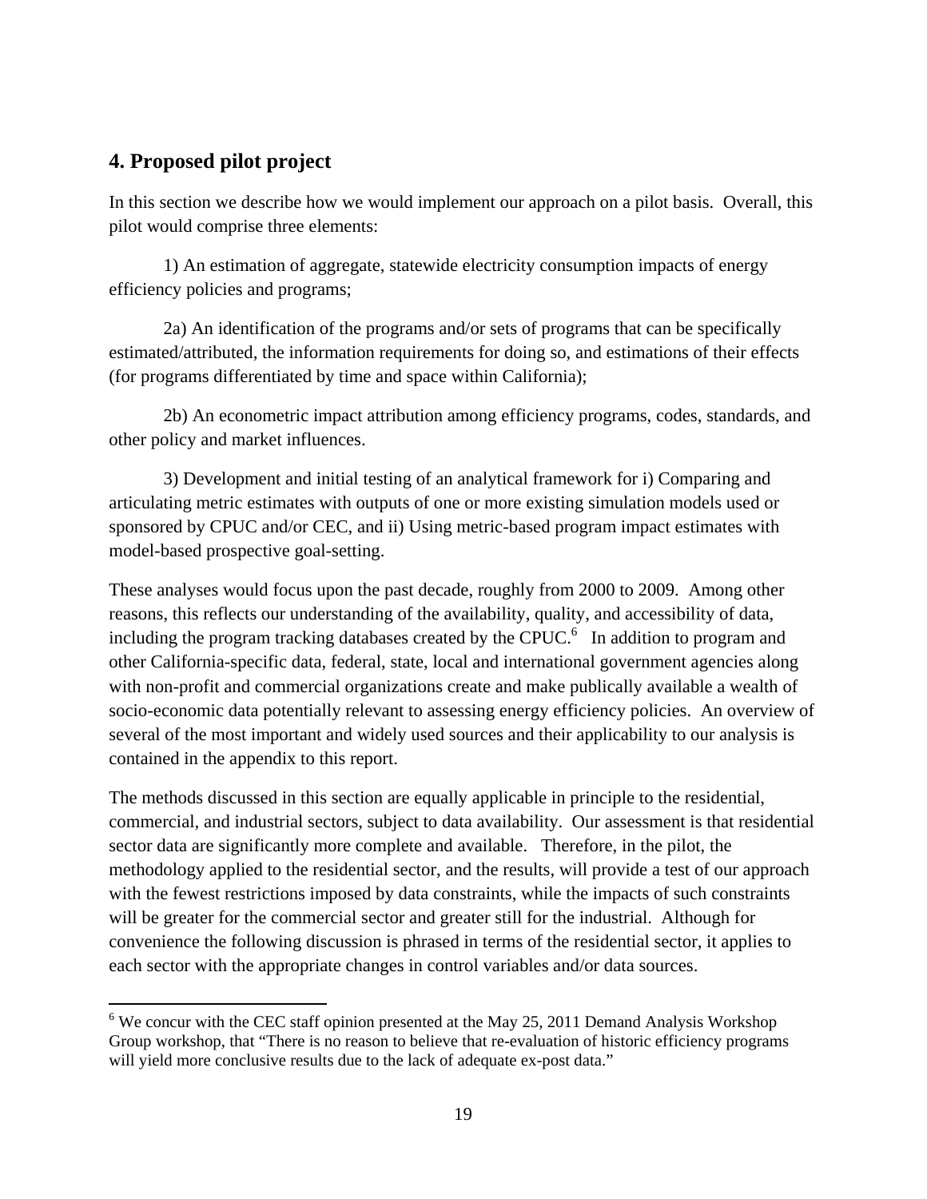## 4. Proposed pilot project

In this section we describe how we would implement our approach on a pilot basis. Overall, this pilot would comprise three elements:

1) An estimation of aggregate, statewide electricity consumption impacts of energy efficiency policies and programs;

2a) An identification of the programs and/or sets of programs that can be specifically estimated/attributed, the information requirements for doing so, and estimations of their effects (for programs differentiated by time and space within California);

2b) An econometric impact attribution among efficiency programs, codes, standards, and other policy and market influences.

3) Development and initial testing of an analytical framework for i) Comparing and articulating metric estimates with outputs of one or more existing simulation models used or sponsored by CPUC and/or CEC, and ii) Using metric-based program impact estimates with model-based prospective goal-setting.

These analyses would focus upon the past decade, roughly from 2000 to 2009. Among other reasons, this reflects our understanding of the availability, quality, and accessibility of data, including the program tracking databases created by the CPUC.[6] In addition to program and other California-specific data, federal, state, local and international government agencies along with non-profit and commercial organizations create and make publically available a wealth of socio-economic data potentially relevant to assessing energy efficiency policies. An overview of several of the most important and widely used sources and their applicability to our analysis is contained in the appendix to this report.

The methods discussed in this section are equally applicable in principle to the residential, commercial, and industrial sectors, subject to data availability. Our assessment is that residential sector data are significantly more complete and available. Therefore, in the pilot, the methodology applied to the residential sector, and the results, will provide a test of our approach with the fewest restrictions imposed by data constraints, while the impacts of such constraints will be greater for the commercial sector and greater still for the industrial. Although for convenience the following discussion is phrased in terms of the residential sector, it applies to each sector with the appropriate changes in control variables and/or data sources.

[6] We concur with the CEC staff opinion presented at the May 25, 2011 Demand Analysis Workshop Group workshop, that "There is no reason to believe that re-evaluation of historic efficiency programs will yield more conclusive results due to the lack of adequate ex-post data."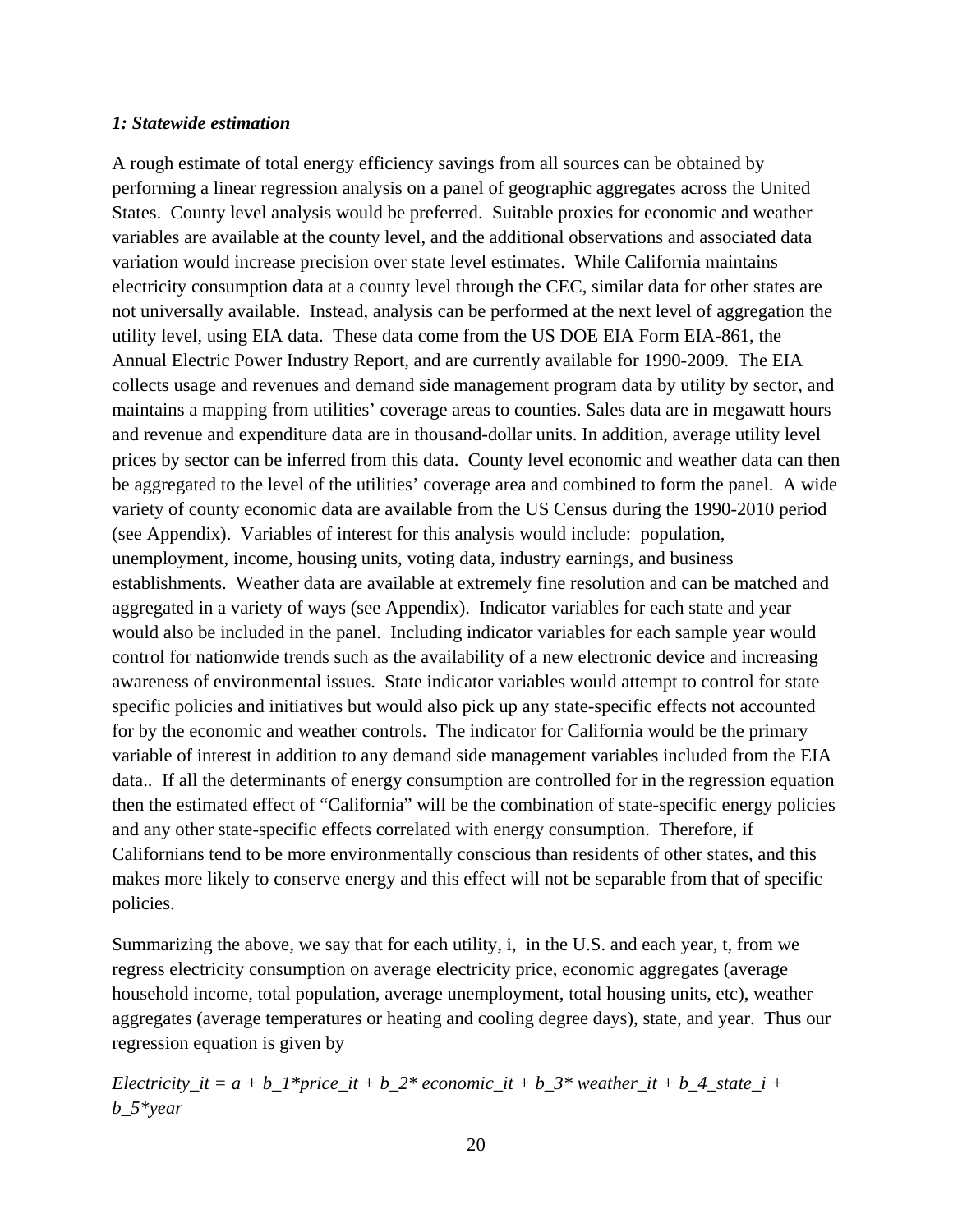### *1: Statewide estimation*

A rough estimate of total energy efficiency savings from all sources can be obtained by performing a linear regression analysis on a panel of geographic aggregates across the United States. County level analysis would be preferred. Suitable proxies for economic and weather variables are available at the county level, and the additional observations and associated data variation would increase precision over state level estimates. While California maintains electricity consumption data at a county level through the CEC, similar data for other states are not universally available. Instead, analysis can be performed at the next level of aggregation the utility level, using EIA data. These data come from the US DOE EIA Form EIA-861, the Annual Electric Power Industry Report, and are currently available for 1990-2009. The EIA collects usage and revenues and demand side management program data by utility by sector, and maintains a mapping from utilities' coverage areas to counties. Sales data are in megawatt hours and revenue and expenditure data are in thousand-dollar units. In addition, average utility level prices by sector can be inferred from this data. County level economic and weather data can then be aggregated to the level of the utilities' coverage area and combined to form the panel. A wide variety of county economic data are available from the US Census during the 1990-2010 period (see Appendix). Variables of interest for this analysis would include: population, unemployment, income, housing units, voting data, industry earnings, and business establishments. Weather data are available at extremely fine resolution and can be matched and aggregated in a variety of ways (see Appendix). Indicator variables for each state and year would also be included in the panel. Including indicator variables for each sample year would control for nationwide trends such as the availability of a new electronic device and increasing awareness of environmental issues. State indicator variables would attempt to control for state specific policies and initiatives but would also pick up any state-specific effects not accounted for by the economic and weather controls. The indicator for California would be the primary variable of interest in addition to any demand side management variables included from the EIA data.. If all the determinants of energy consumption are controlled for in the regression equation then the estimated effect of "California" will be the combination of state-specific energy policies and any other state-specific effects correlated with energy consumption. Therefore, if Californians tend to be more environmentally conscious than residents of other states, and this makes more likely to conserve energy and this effect will not be separable from that of specific policies.

Summarizing the above, we say that for each utility, i, in the U.S. and each year, t, from we regress electricity consumption on average electricity price, economic aggregates (average household income, total population, average unemployment, total housing units, etc), weather aggregates (average temperatures or heating and cooling degree days), state, and year. Thus our regression equation is given by

$$Electricity\_it = a + b\_1*price\_it + b\_2*economic\_it + b\_3*weather\_it + b\_4\_state\_i + b\_5*year$$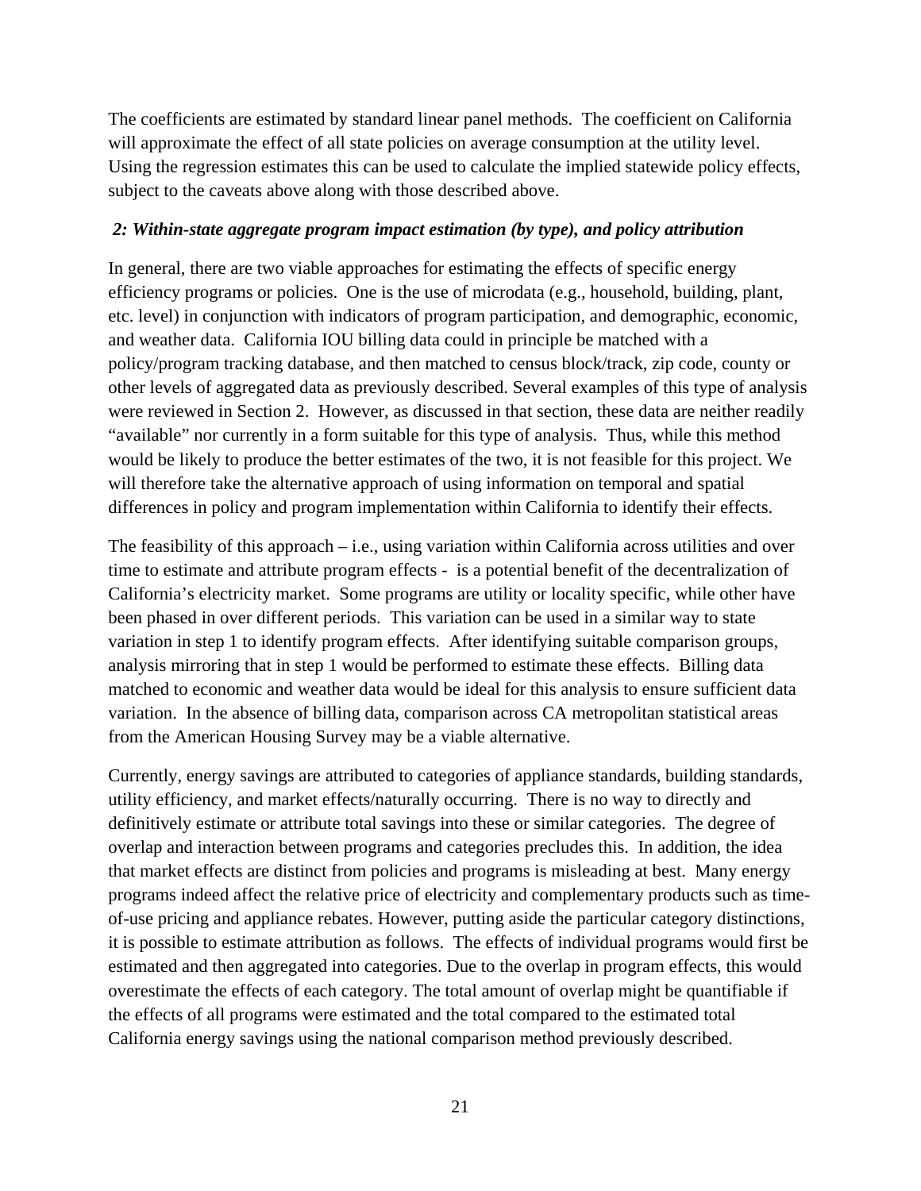The coefficients are estimated by standard linear panel methods. The coefficient on California will approximate the effect of all state policies on average consumption at the utility level. Using the regression estimates this can be used to calculate the implied statewide policy effects, subject to the caveats above along with those described above.

### *2: Within-state aggregate program impact estimation (by type), and policy attribution*

In general, there are two viable approaches for estimating the effects of specific energy efficiency programs or policies. One is the use of microdata (e.g., household, building, plant, etc. level) in conjunction with indicators of program participation, and demographic, economic, and weather data. California IOU billing data could in principle be matched with a policy/program tracking database, and then matched to census block/track, zip code, county or other levels of aggregated data as previously described. Several examples of this type of analysis were reviewed in Section 2. However, as discussed in that section, these data are neither readily "available" nor currently in a form suitable for this type of analysis. Thus, while this method would be likely to produce the better estimates of the two, it is not feasible for this project. We will therefore take the alternative approach of using information on temporal and spatial differences in policy and program implementation within California to identify their effects.

The feasibility of this approach – i.e., using variation within California across utilities and over time to estimate and attribute program effects - is a potential benefit of the decentralization of California's electricity market. Some programs are utility or locality specific, while other have been phased in over different periods. This variation can be used in a similar way to state variation in step 1 to identify program effects. After identifying suitable comparison groups, analysis mirroring that in step 1 would be performed to estimate these effects. Billing data matched to economic and weather data would be ideal for this analysis to ensure sufficient data variation. In the absence of billing data, comparison across CA metropolitan statistical areas from the American Housing Survey may be a viable alternative.

Currently, energy savings are attributed to categories of appliance standards, building standards, utility efficiency, and market effects/naturally occurring. There is no way to directly and definitively estimate or attribute total savings into these or similar categories. The degree of overlap and interaction between programs and categories precludes this. In addition, the idea that market effects are distinct from policies and programs is misleading at best. Many energy programs indeed affect the relative price of electricity and complementary products such as time-of-use pricing and appliance rebates. However, putting aside the particular category distinctions, it is possible to estimate attribution as follows. The effects of individual programs would first be estimated and then aggregated into categories. Due to the overlap in program effects, this would overestimate the effects of each category. The total amount of overlap might be quantifiable if the effects of all programs were estimated and the total compared to the estimated total California energy savings using the national comparison method previously described.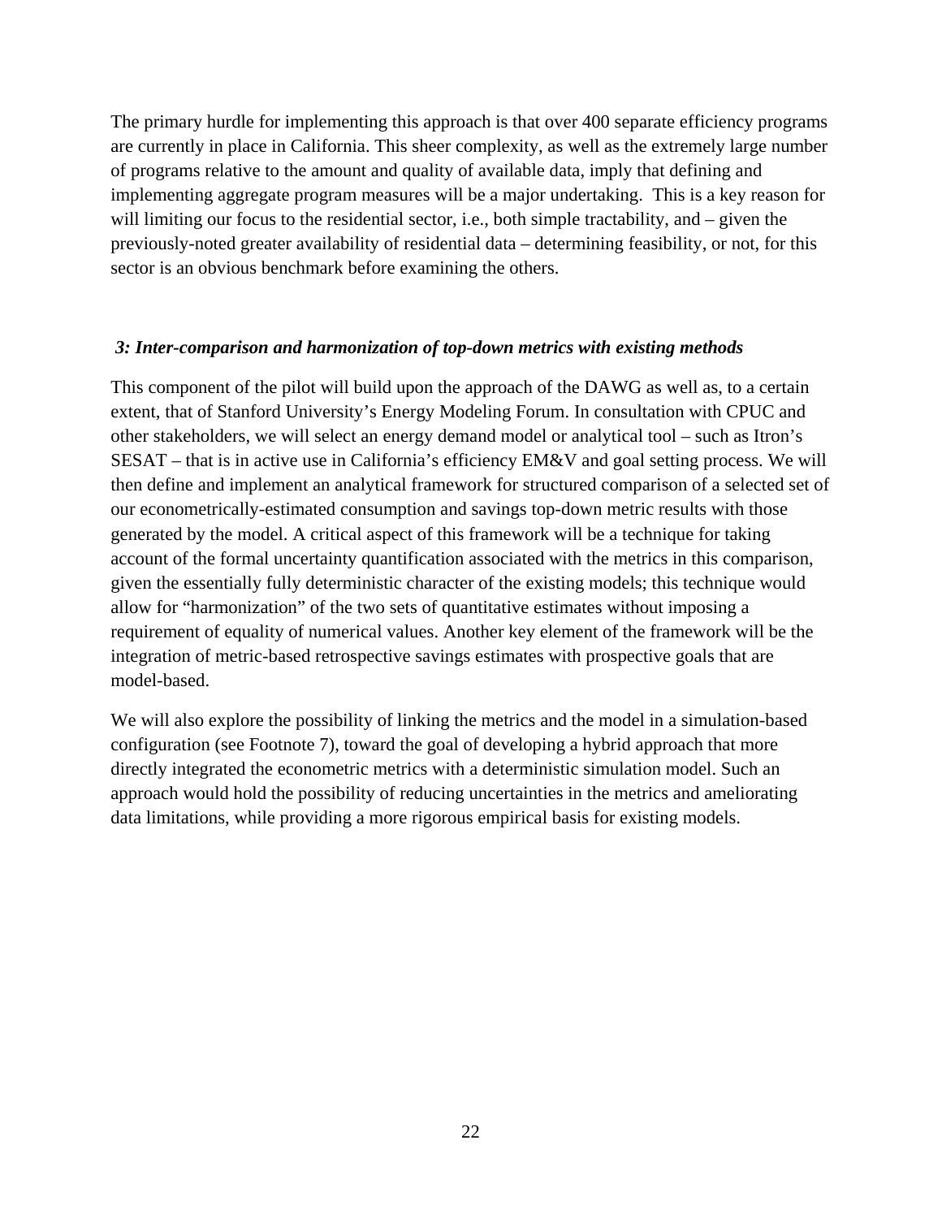The primary hurdle for implementing this approach is that over 400 separate efficiency programs are currently in place in California. This sheer complexity, as well as the extremely large number of programs relative to the amount and quality of available data, imply that defining and implementing aggregate program measures will be a major undertaking. This is a key reason for will limiting our focus to the residential sector, i.e., both simple tractability, and – given the previously-noted greater availability of residential data – determining feasibility, or not, for this sector is an obvious benchmark before examining the others.

### *3: Inter-comparison and harmonization of top-down metrics with existing methods*

This component of the pilot will build upon the approach of the DAWG as well as, to a certain extent, that of Stanford University's Energy Modeling Forum. In consultation with CPUC and other stakeholders, we will select an energy demand model or analytical tool – such as Itron's SESAT – that is in active use in California's efficiency EM&V and goal setting process. We will then define and implement an analytical framework for structured comparison of a selected set of our econometrically-estimated consumption and savings top-down metric results with those generated by the model. A critical aspect of this framework will be a technique for taking account of the formal uncertainty quantification associated with the metrics in this comparison, given the essentially fully deterministic character of the existing models; this technique would allow for "harmonization" of the two sets of quantitative estimates without imposing a requirement of equality of numerical values. Another key element of the framework will be the integration of metric-based retrospective savings estimates with prospective goals that are model-based.

We will also explore the possibility of linking the metrics and the model in a simulation-based configuration (see Footnote 7), toward the goal of developing a hybrid approach that more directly integrated the econometric metrics with a deterministic simulation model. Such an approach would hold the possibility of reducing uncertainties in the metrics and ameliorating data limitations, while providing a more rigorous empirical basis for existing models.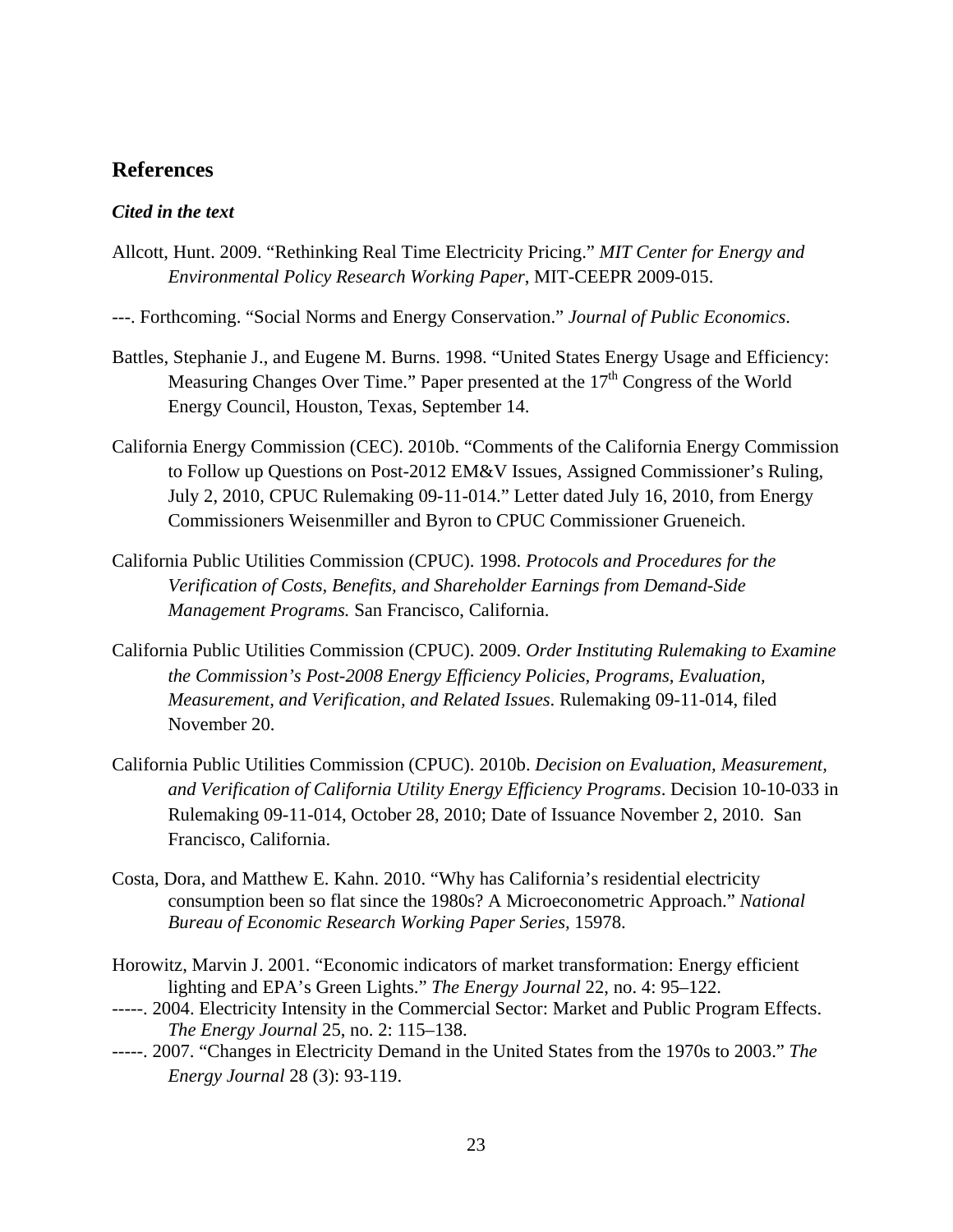## References

### *Cited in the text*

Allcott, Hunt. 2009. "Rethinking Real Time Electricity Pricing." *MIT Center for Energy and Environmental Policy Research Working Paper*, MIT-CEEPR 2009-015.

---. Forthcoming. "Social Norms and Energy Conservation." *Journal of Public Economics*.

Battles, Stephanie J., and Eugene M. Burns. 1998. "United States Energy Usage and Efficiency: Measuring Changes Over Time." Paper presented at the 17th Congress of the World Energy Council, Houston, Texas, September 14.

California Energy Commission (CEC). 2010b. "Comments of the California Energy Commission to Follow up Questions on Post-2012 EM&V Issues, Assigned Commissioner's Ruling, July 2, 2010, CPUC Rulemaking 09-11-014." Letter dated July 16, 2010, from Energy Commissioners Weisenmiller and Byron to CPUC Commissioner Grueneich.

California Public Utilities Commission (CPUC). 1998. *Protocols and Procedures for the Verification of Costs, Benefits, and Shareholder Earnings from Demand-Side Management Programs.* San Francisco, California.

California Public Utilities Commission (CPUC). 2009. *Order Instituting Rulemaking to Examine the Commission's Post-2008 Energy Efficiency Policies, Programs, Evaluation, Measurement, and Verification, and Related Issues*. Rulemaking 09-11-014, filed November 20.

California Public Utilities Commission (CPUC). 2010b. *Decision on Evaluation, Measurement, and Verification of California Utility Energy Efficiency Programs*. Decision 10-10-033 in Rulemaking 09-11-014, October 28, 2010; Date of Issuance November 2, 2010. San Francisco, California.

Costa, Dora, and Matthew E. Kahn. 2010. "Why has California's residential electricity consumption been so flat since the 1980s? A Microeconometric Approach." *National Bureau of Economic Research Working Paper Series*, 15978.

Horowitz, Marvin J. 2001. "Economic indicators of market transformation: Energy efficient lighting and EPA's Green Lights." *The Energy Journal* 22, no. 4: 95–122.

-----. 2004. Electricity Intensity in the Commercial Sector: Market and Public Program Effects. *The Energy Journal* 25, no. 2: 115–138.

-----. 2007. "Changes in Electricity Demand in the United States from the 1970s to 2003." *The Energy Journal* 28 (3): 93-119.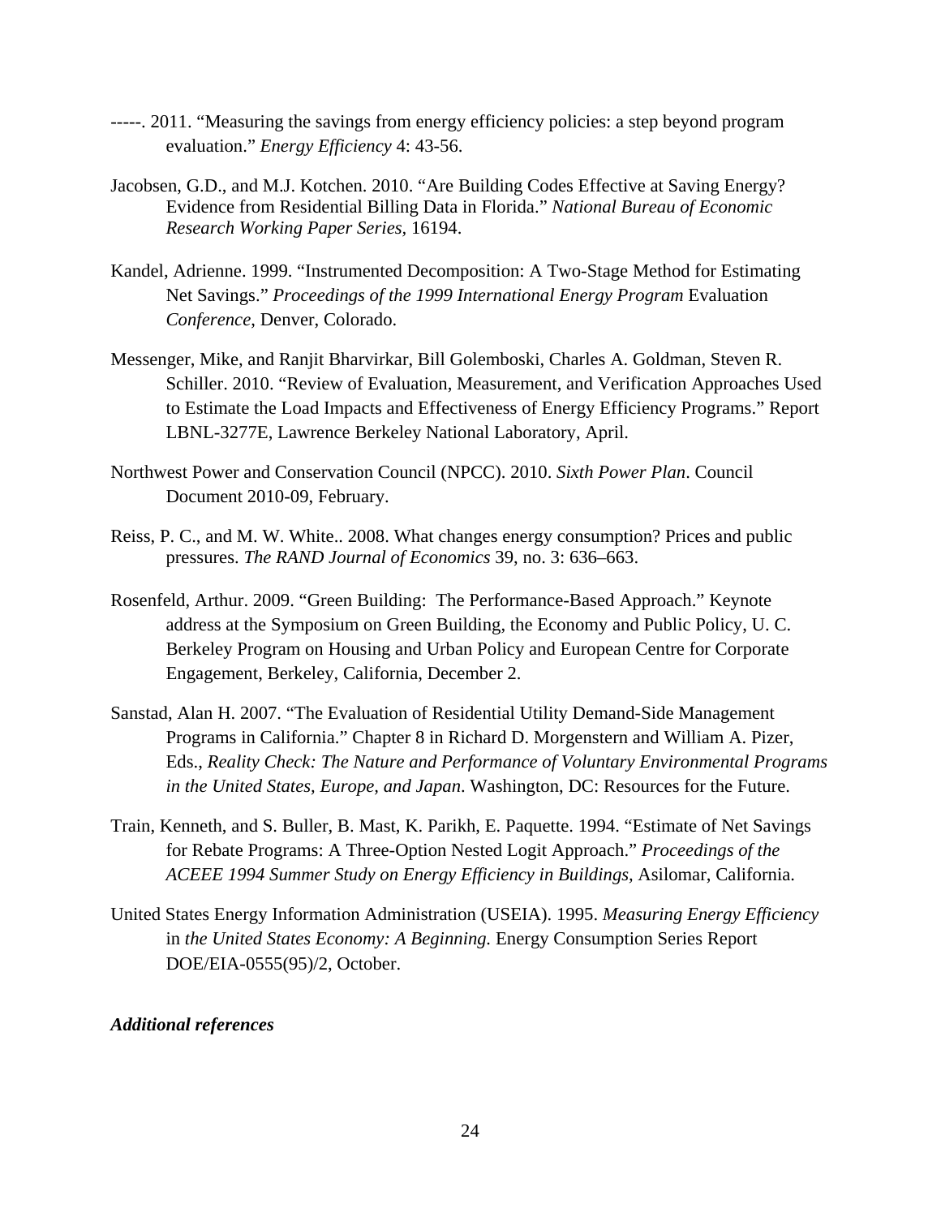-----. 2011. "Measuring the savings from energy efficiency policies: a step beyond program evaluation." *Energy Efficiency* 4: 43-56.

Jacobsen, G.D., and M.J. Kotchen. 2010. "Are Building Codes Effective at Saving Energy? Evidence from Residential Billing Data in Florida." *National Bureau of Economic Research Working Paper Series*, 16194.

Kandel, Adrienne. 1999. "Instrumented Decomposition: A Two-Stage Method for Estimating Net Savings." *Proceedings of the 1999 International Energy Program* Evaluation *Conference*, Denver, Colorado.

Messenger, Mike, and Ranjit Bharvirkar, Bill Golemboski, Charles A. Goldman, Steven R. Schiller. 2010. "Review of Evaluation, Measurement, and Verification Approaches Used to Estimate the Load Impacts and Effectiveness of Energy Efficiency Programs." Report LBNL-3277E, Lawrence Berkeley National Laboratory, April.

Northwest Power and Conservation Council (NPCC). 2010. *Sixth Power Plan*. Council Document 2010-09, February.

Reiss, P. C., and M. W. White.. 2008. What changes energy consumption? Prices and public pressures. *The RAND Journal of Economics* 39, no. 3: 636–663.

Rosenfeld, Arthur. 2009. "Green Building: The Performance-Based Approach." Keynote address at the Symposium on Green Building, the Economy and Public Policy, U. C. Berkeley Program on Housing and Urban Policy and European Centre for Corporate Engagement, Berkeley, California, December 2.

Sanstad, Alan H. 2007. "The Evaluation of Residential Utility Demand-Side Management Programs in California." Chapter 8 in Richard D. Morgenstern and William A. Pizer, Eds., *Reality Check: The Nature and Performance of Voluntary Environmental Programs in the United States, Europe, and Japan*. Washington, DC: Resources for the Future.

Train, Kenneth, and S. Buller, B. Mast, K. Parikh, E. Paquette. 1994. "Estimate of Net Savings for Rebate Programs: A Three-Option Nested Logit Approach." *Proceedings of the ACEEE 1994 Summer Study on Energy Efficiency in Buildings*, Asilomar, California.

United States Energy Information Administration (USEIA). 1995. *Measuring Energy Efficiency* in *the United States Economy: A Beginning.* Energy Consumption Series Report DOE/EIA-0555(95)/2, October.

***Additional references***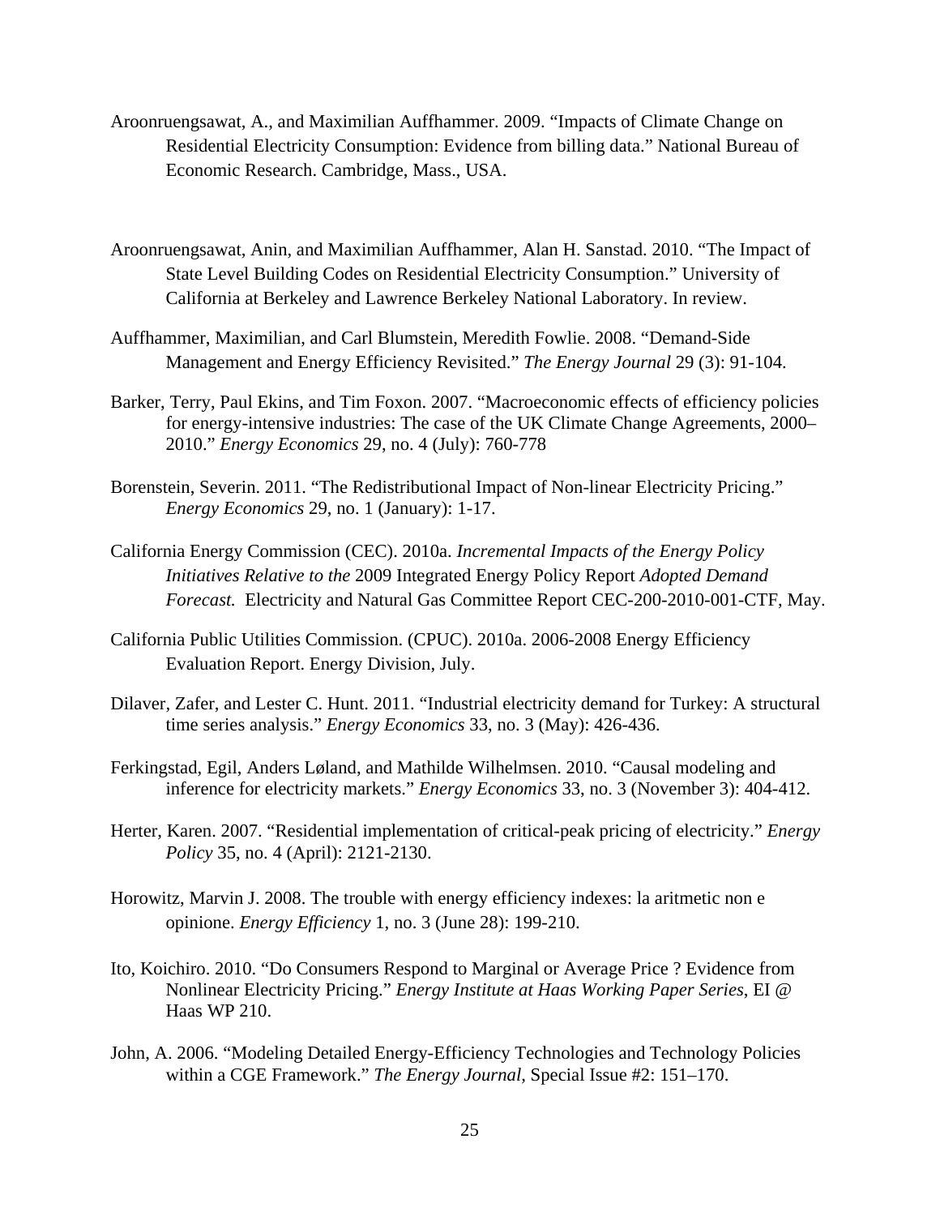Aroonruengsawat, A., and Maximilian Auffhammer. 2009. "Impacts of Climate Change on Residential Electricity Consumption: Evidence from billing data." National Bureau of Economic Research. Cambridge, Mass., USA.

Aroonruengsawat, Anin, and Maximilian Auffhammer, Alan H. Sanstad. 2010. "The Impact of State Level Building Codes on Residential Electricity Consumption." University of California at Berkeley and Lawrence Berkeley National Laboratory. In review.

Auffhammer, Maximilian, and Carl Blumstein, Meredith Fowlie. 2008. "Demand-Side Management and Energy Efficiency Revisited." *The Energy Journal* 29 (3): 91-104.

Barker, Terry, Paul Ekins, and Tim Foxon. 2007. "Macroeconomic effects of efficiency policies for energy-intensive industries: The case of the UK Climate Change Agreements, 2000–2010." *Energy Economics* 29, no. 4 (July): 760-778

Borenstein, Severin. 2011. "The Redistributional Impact of Non-linear Electricity Pricing." *Energy Economics* 29, no. 1 (January): 1-17.

California Energy Commission (CEC). 2010a. *Incremental Impacts of the Energy Policy Initiatives Relative to the* 2009 Integrated Energy Policy Report *Adopted Demand Forecast.* Electricity and Natural Gas Committee Report CEC-200-2010-001-CTF, May.

California Public Utilities Commission. (CPUC). 2010a. 2006-2008 Energy Efficiency Evaluation Report. Energy Division, July.

Dilaver, Zafer, and Lester C. Hunt. 2011. "Industrial electricity demand for Turkey: A structural time series analysis." *Energy Economics* 33, no. 3 (May): 426-436.

Ferkingstad, Egil, Anders Løland, and Mathilde Wilhelmsen. 2010. "Causal modeling and inference for electricity markets." *Energy Economics* 33, no. 3 (November 3): 404-412.

Herter, Karen. 2007. "Residential implementation of critical-peak pricing of electricity." *Energy Policy* 35, no. 4 (April): 2121-2130.

Horowitz, Marvin J. 2008. The trouble with energy efficiency indexes: la aritmetic non e opinione. *Energy Efficiency* 1, no. 3 (June 28): 199-210.

Ito, Koichiro. 2010. "Do Consumers Respond to Marginal or Average Price ? Evidence from Nonlinear Electricity Pricing." *Energy Institute at Haas Working Paper Series*, EI @ Haas WP 210.

John, A. 2006. "Modeling Detailed Energy-Efficiency Technologies and Technology Policies within a CGE Framework." *The Energy Journal*, Special Issue #2: 151–170.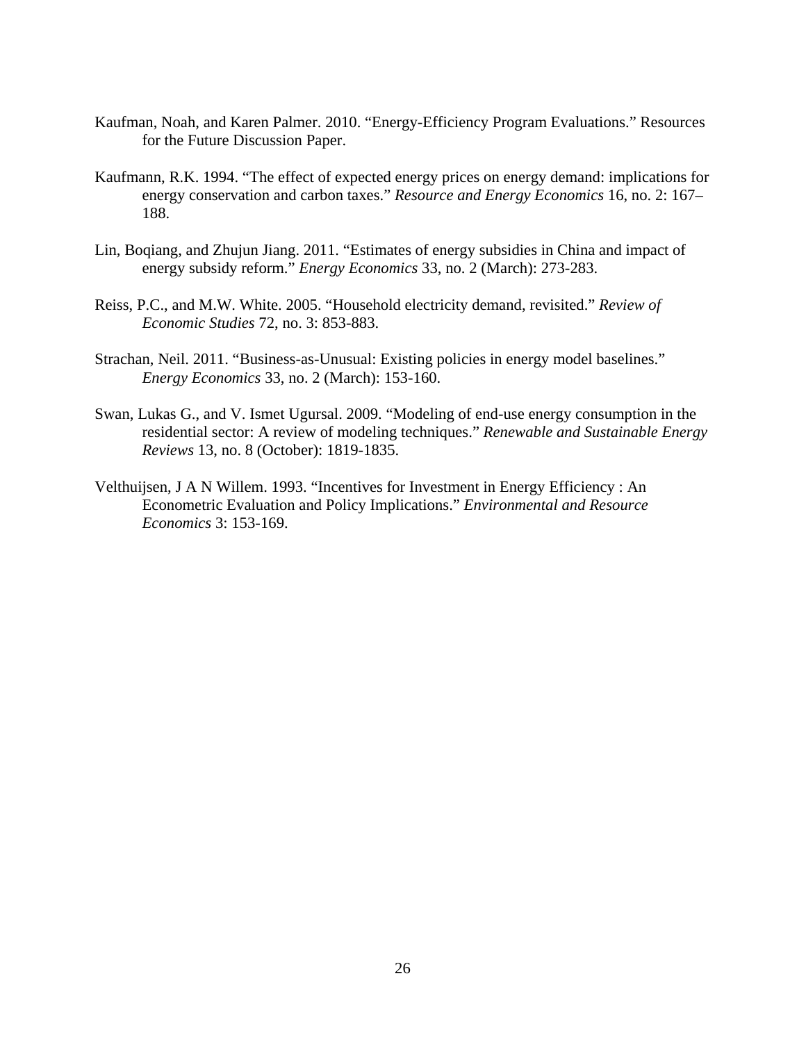Kaufman, Noah, and Karen Palmer. 2010. "Energy-Efficiency Program Evaluations." Resources for the Future Discussion Paper.

Kaufmann, R.K. 1994. "The effect of expected energy prices on energy demand: implications for energy conservation and carbon taxes." *Resource and Energy Economics* 16, no. 2: 167–188.

Lin, Boqiang, and Zhujun Jiang. 2011. "Estimates of energy subsidies in China and impact of energy subsidy reform." *Energy Economics* 33, no. 2 (March): 273-283.

Reiss, P.C., and M.W. White. 2005. "Household electricity demand, revisited." *Review of Economic Studies* 72, no. 3: 853-883.

Strachan, Neil. 2011. "Business-as-Unusual: Existing policies in energy model baselines." *Energy Economics* 33, no. 2 (March): 153-160.

Swan, Lukas G., and V. Ismet Ugursal. 2009. "Modeling of end-use energy consumption in the residential sector: A review of modeling techniques." *Renewable and Sustainable Energy Reviews* 13, no. 8 (October): 1819-1835.

Velthuijsen, J A N Willem. 1993. "Incentives for Investment in Energy Efficiency : An Econometric Evaluation and Policy Implications." *Environmental and Resource Economics* 3: 153-169.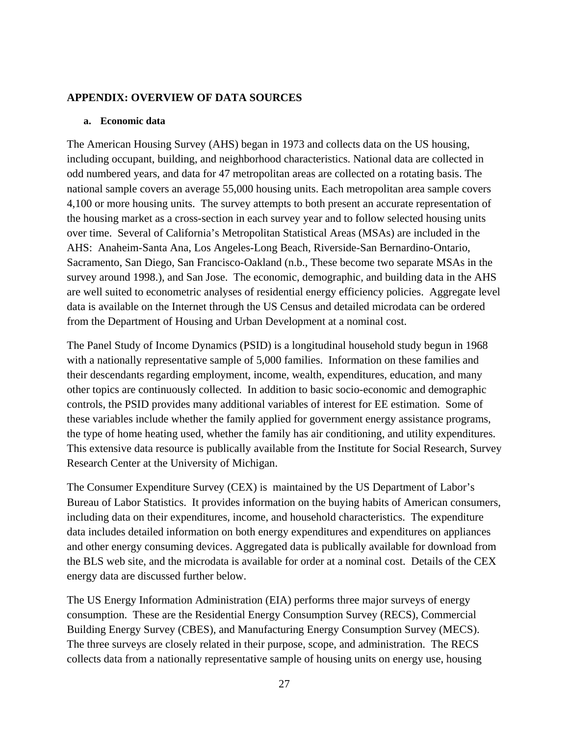## APPENDIX: OVERVIEW OF DATA SOURCES

### a. Economic data

The American Housing Survey (AHS) began in 1973 and collects data on the US housing, including occupant, building, and neighborhood characteristics. National data are collected in odd numbered years, and data for 47 metropolitan areas are collected on a rotating basis. The national sample covers an average 55,000 housing units. Each metropolitan area sample covers 4,100 or more housing units. The survey attempts to both present an accurate representation of the housing market as a cross-section in each survey year and to follow selected housing units over time. Several of California's Metropolitan Statistical Areas (MSAs) are included in the AHS: Anaheim-Santa Ana, Los Angeles-Long Beach, Riverside-San Bernardino-Ontario, Sacramento, San Diego, San Francisco-Oakland (n.b., These become two separate MSAs in the survey around 1998.), and San Jose. The economic, demographic, and building data in the AHS are well suited to econometric analyses of residential energy efficiency policies. Aggregate level data is available on the Internet through the US Census and detailed microdata can be ordered from the Department of Housing and Urban Development at a nominal cost.

The Panel Study of Income Dynamics (PSID) is a longitudinal household study begun in 1968 with a nationally representative sample of 5,000 families. Information on these families and their descendants regarding employment, income, wealth, expenditures, education, and many other topics are continuously collected. In addition to basic socio-economic and demographic controls, the PSID provides many additional variables of interest for EE estimation. Some of these variables include whether the family applied for government energy assistance programs, the type of home heating used, whether the family has air conditioning, and utility expenditures. This extensive data resource is publically available from the Institute for Social Research, Survey Research Center at the University of Michigan.

The Consumer Expenditure Survey (CEX) is maintained by the US Department of Labor's Bureau of Labor Statistics. It provides information on the buying habits of American consumers, including data on their expenditures, income, and household characteristics. The expenditure data includes detailed information on both energy expenditures and expenditures on appliances and other energy consuming devices. Aggregated data is publically available for download from the BLS web site, and the microdata is available for order at a nominal cost. Details of the CEX energy data are discussed further below.

The US Energy Information Administration (EIA) performs three major surveys of energy consumption. These are the Residential Energy Consumption Survey (RECS), Commercial Building Energy Survey (CBES), and Manufacturing Energy Consumption Survey (MECS). The three surveys are closely related in their purpose, scope, and administration. The RECS collects data from a nationally representative sample of housing units on energy use, housing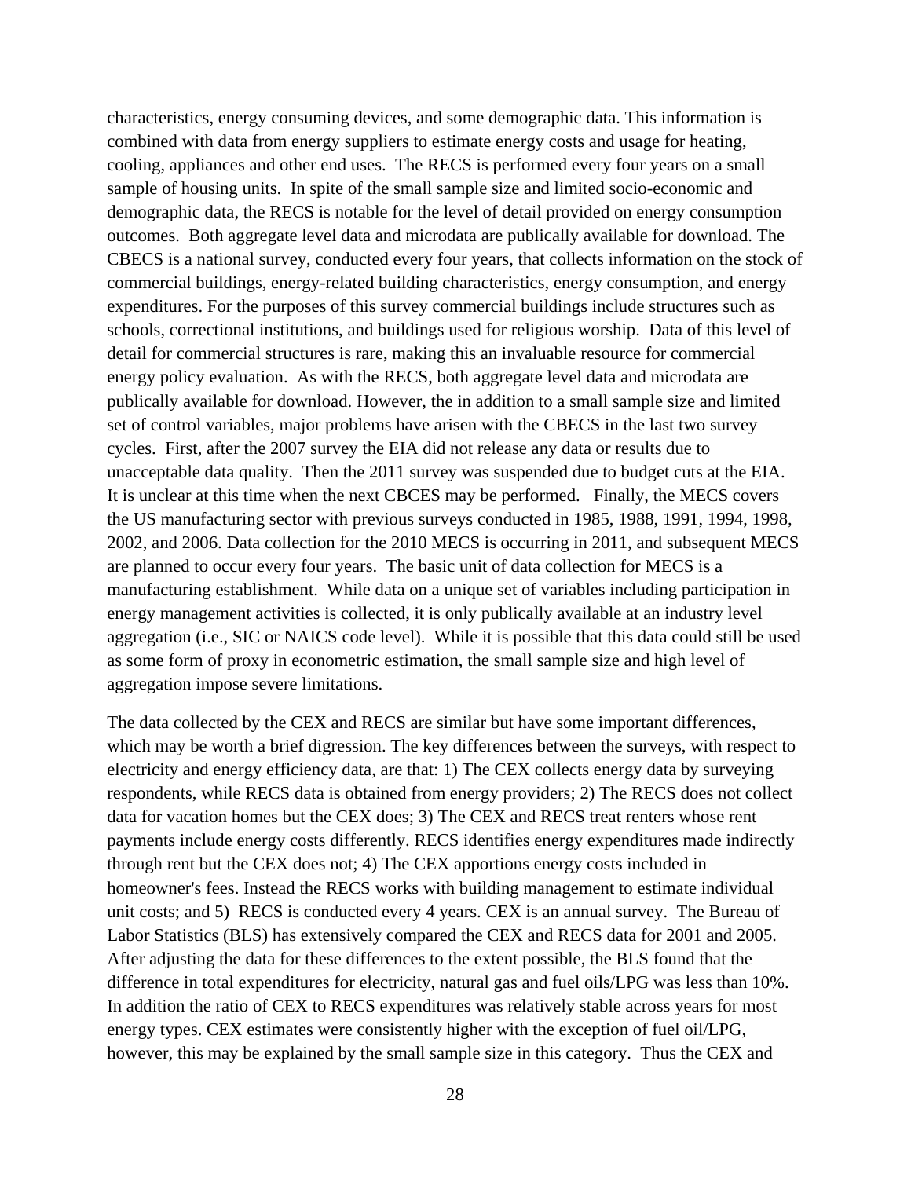characteristics, energy consuming devices, and some demographic data. This information is combined with data from energy suppliers to estimate energy costs and usage for heating, cooling, appliances and other end uses. The RECS is performed every four years on a small sample of housing units. In spite of the small sample size and limited socio-economic and demographic data, the RECS is notable for the level of detail provided on energy consumption outcomes. Both aggregate level data and microdata are publically available for download. The CBECS is a national survey, conducted every four years, that collects information on the stock of commercial buildings, energy-related building characteristics, energy consumption, and energy expenditures. For the purposes of this survey commercial buildings include structures such as schools, correctional institutions, and buildings used for religious worship. Data of this level of detail for commercial structures is rare, making this an invaluable resource for commercial energy policy evaluation. As with the RECS, both aggregate level data and microdata are publically available for download. However, the in addition to a small sample size and limited set of control variables, major problems have arisen with the CBECS in the last two survey cycles. First, after the 2007 survey the EIA did not release any data or results due to unacceptable data quality. Then the 2011 survey was suspended due to budget cuts at the EIA. It is unclear at this time when the next CBCES may be performed. Finally, the MECS covers the US manufacturing sector with previous surveys conducted in 1985, 1988, 1991, 1994, 1998, 2002, and 2006. Data collection for the 2010 MECS is occurring in 2011, and subsequent MECS are planned to occur every four years. The basic unit of data collection for MECS is a manufacturing establishment. While data on a unique set of variables including participation in energy management activities is collected, it is only publically available at an industry level aggregation (i.e., SIC or NAICS code level). While it is possible that this data could still be used as some form of proxy in econometric estimation, the small sample size and high level of aggregation impose severe limitations.

The data collected by the CEX and RECS are similar but have some important differences, which may be worth a brief digression. The key differences between the surveys, with respect to electricity and energy efficiency data, are that: 1) The CEX collects energy data by surveying respondents, while RECS data is obtained from energy providers; 2) The RECS does not collect data for vacation homes but the CEX does; 3) The CEX and RECS treat renters whose rent payments include energy costs differently. RECS identifies energy expenditures made indirectly through rent but the CEX does not; 4) The CEX apportions energy costs included in homeowner's fees. Instead the RECS works with building management to estimate individual unit costs; and 5) RECS is conducted every 4 years. CEX is an annual survey. The Bureau of Labor Statistics (BLS) has extensively compared the CEX and RECS data for 2001 and 2005. After adjusting the data for these differences to the extent possible, the BLS found that the difference in total expenditures for electricity, natural gas and fuel oils/LPG was less than 10%. In addition the ratio of CEX to RECS expenditures was relatively stable across years for most energy types. CEX estimates were consistently higher with the exception of fuel oil/LPG, however, this may be explained by the small sample size in this category. Thus the CEX and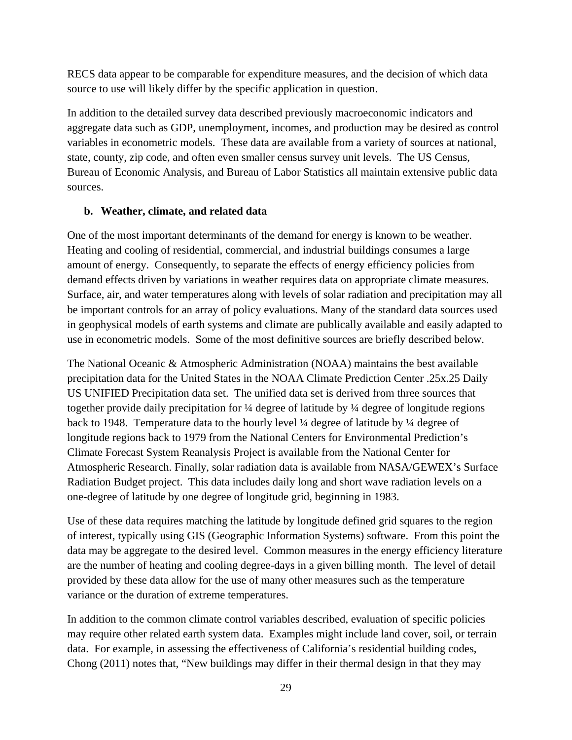RECS data appear to be comparable for expenditure measures, and the decision of which data source to use will likely differ by the specific application in question.

In addition to the detailed survey data described previously macroeconomic indicators and aggregate data such as GDP, unemployment, incomes, and production may be desired as control variables in econometric models. These data are available from a variety of sources at national, state, county, zip code, and often even smaller census survey unit levels. The US Census, Bureau of Economic Analysis, and Bureau of Labor Statistics all maintain extensive public data sources.

**b. Weather, climate, and related data**

One of the most important determinants of the demand for energy is known to be weather. Heating and cooling of residential, commercial, and industrial buildings consumes a large amount of energy. Consequently, to separate the effects of energy efficiency policies from demand effects driven by variations in weather requires data on appropriate climate measures. Surface, air, and water temperatures along with levels of solar radiation and precipitation may all be important controls for an array of policy evaluations. Many of the standard data sources used in geophysical models of earth systems and climate are publically available and easily adapted to use in econometric models. Some of the most definitive sources are briefly described below.

The National Oceanic & Atmospheric Administration (NOAA) maintains the best available precipitation data for the United States in the NOAA Climate Prediction Center .25x.25 Daily US UNIFIED Precipitation data set. The unified data set is derived from three sources that together provide daily precipitation for ¼ degree of latitude by ¼ degree of longitude regions back to 1948. Temperature data to the hourly level ¼ degree of latitude by ¼ degree of longitude regions back to 1979 from the National Centers for Environmental Prediction's Climate Forecast System Reanalysis Project is available from the National Center for Atmospheric Research. Finally, solar radiation data is available from NASA/GEWEX's Surface Radiation Budget project. This data includes daily long and short wave radiation levels on a one-degree of latitude by one degree of longitude grid, beginning in 1983.

Use of these data requires matching the latitude by longitude defined grid squares to the region of interest, typically using GIS (Geographic Information Systems) software. From this point the data may be aggregate to the desired level. Common measures in the energy efficiency literature are the number of heating and cooling degree-days in a given billing month. The level of detail provided by these data allow for the use of many other measures such as the temperature variance or the duration of extreme temperatures.

In addition to the common climate control variables described, evaluation of specific policies may require other related earth system data. Examples might include land cover, soil, or terrain data. For example, in assessing the effectiveness of California's residential building codes, Chong (2011) notes that, "New buildings may differ in their thermal design in that they may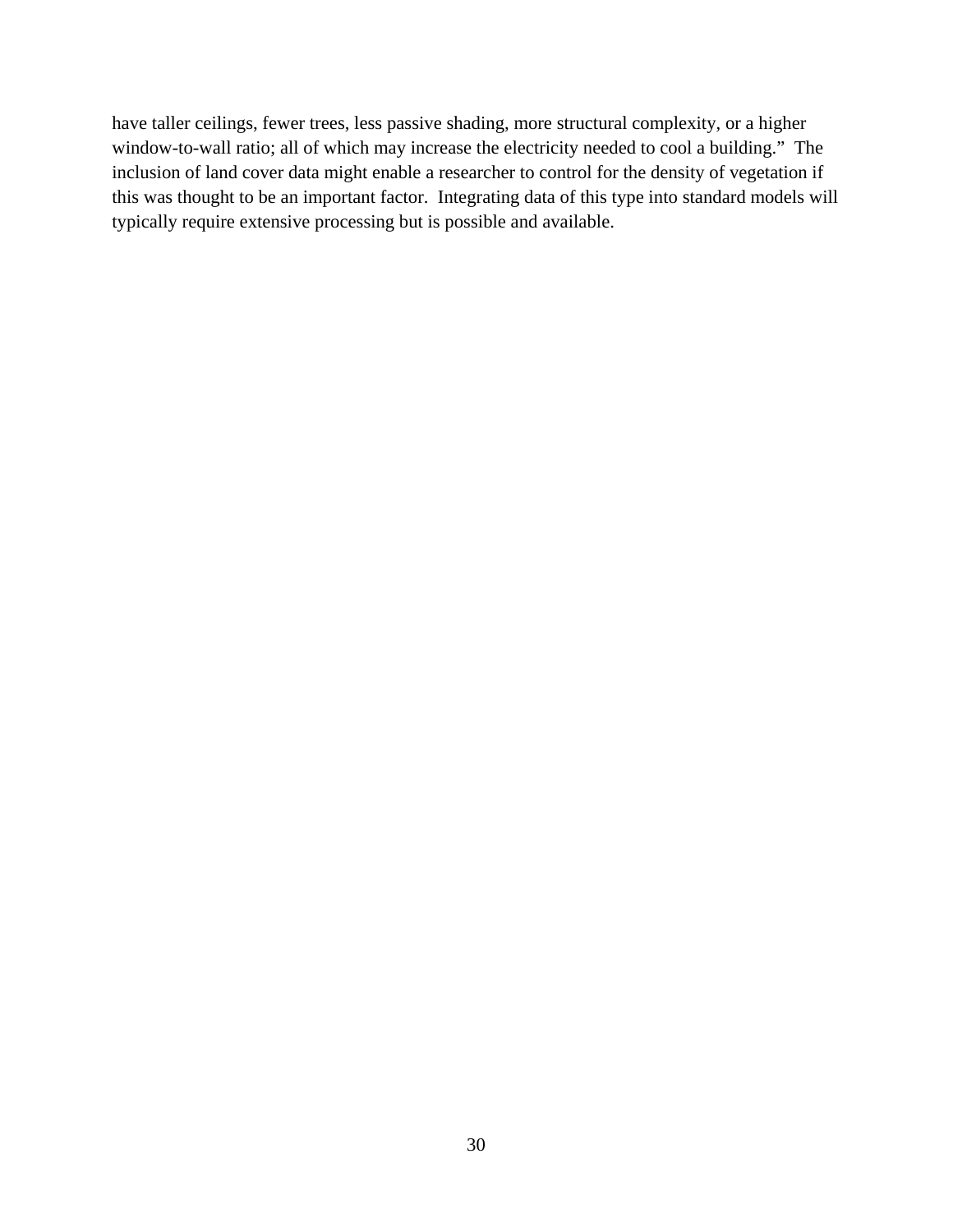have taller ceilings, fewer trees, less passive shading, more structural complexity, or a higher window-to-wall ratio; all of which may increase the electricity needed to cool a building." The inclusion of land cover data might enable a researcher to control for the density of vegetation if this was thought to be an important factor. Integrating data of this type into standard models will typically require extensive processing but is possible and available.